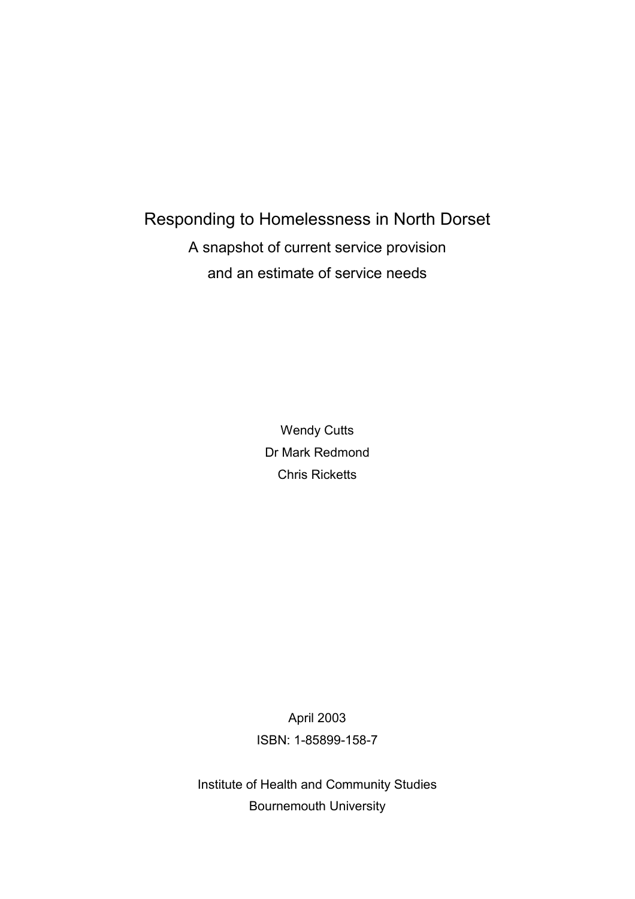# Responding to Homelessness in North Dorset

A snapshot of current service provision

and an estimate of service needs

Wendy Cutts

Dr Mark Redmond

Chris Ricketts

April 2003

ISBN: 1-85899-158-7

Institute of Health and Community Studies

Bournemouth University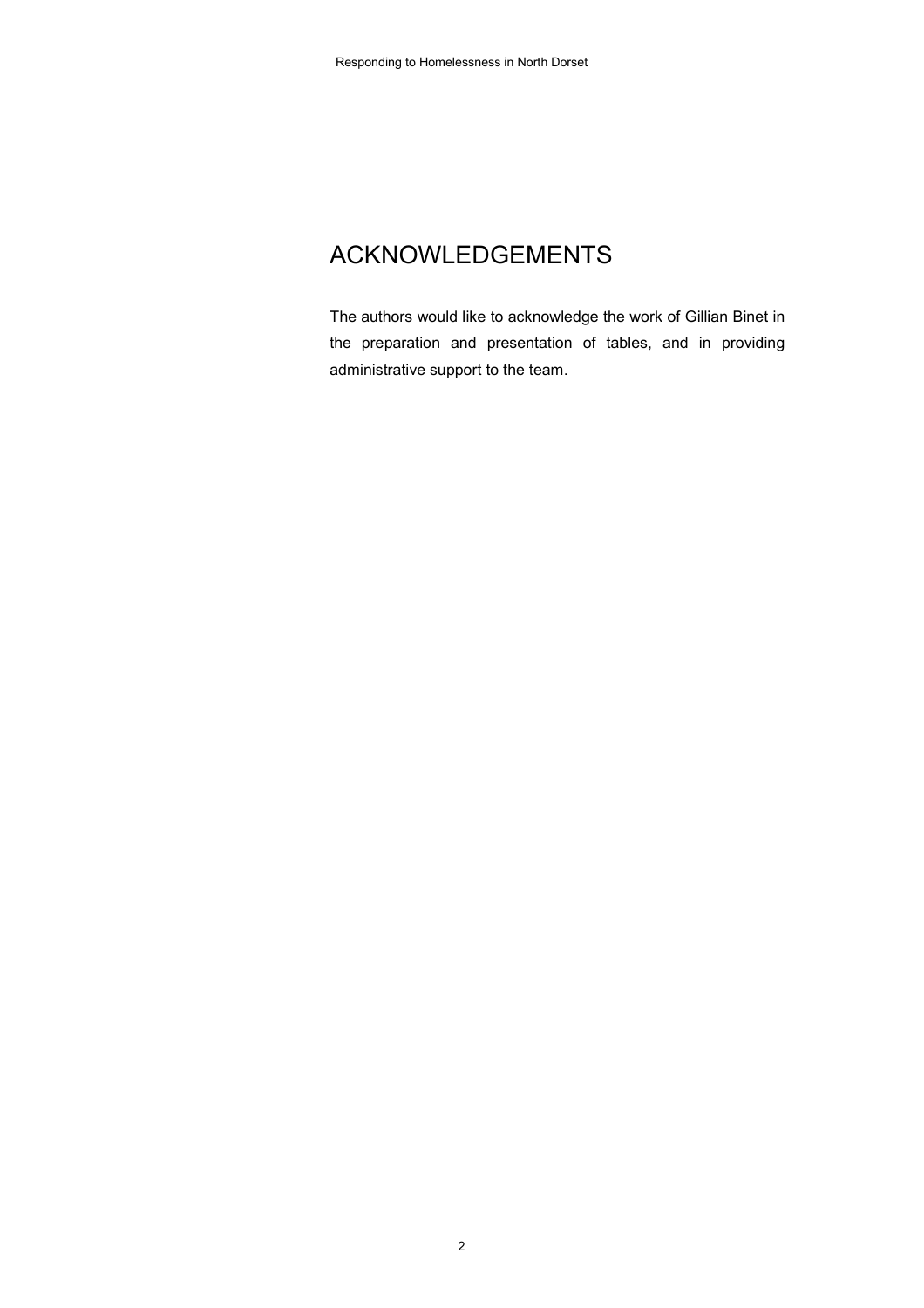# ACKNOWLEDGEMENTS

The authors would like to acknowledge the work of Gillian Binet in the preparation and presentation of tables, and in providing administrative support to the team.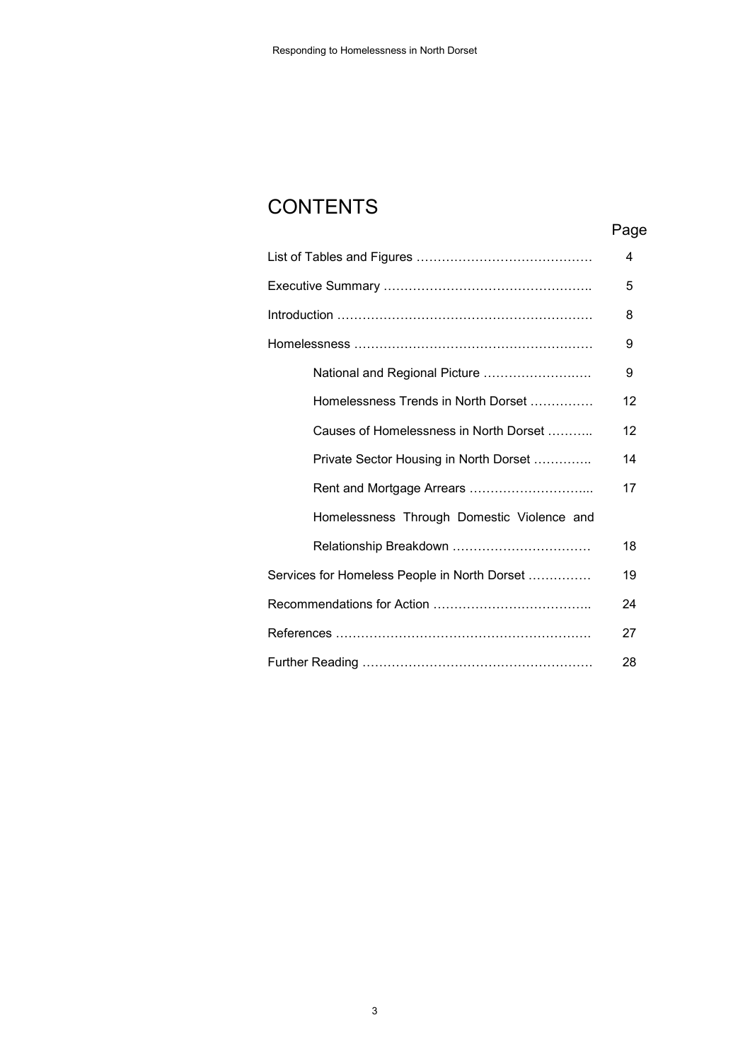# CONTENTS

| | Page |
|---|---|
| List of Tables and Figures ……………………………………. | 4 |
| Executive Summary ………………………………………….. | 5 |
| Introduction ……………………………………………………. | 8 |
| Homelessness ………………………………………………… | 9 |
| National and Regional Picture ……………………. | 9 |
| Homelessness Trends in North Dorset …………… | 12 |
| Causes of Homelessness in North Dorset ……….. | 12 |
| Private Sector Housing in North Dorset …………. | 14 |
| Rent and Mortgage Arrears ………………………... | 17 |
| Homelessness Through Domestic Violence and Relationship Breakdown …………………………… | 18 |
| Services for Homeless People in North Dorset …………… | 19 |
| Recommendations for Action ……………………………….. | 24 |
| References ……………………………………………………. | 27 |
| Further Reading ………………………………………………. | 28 |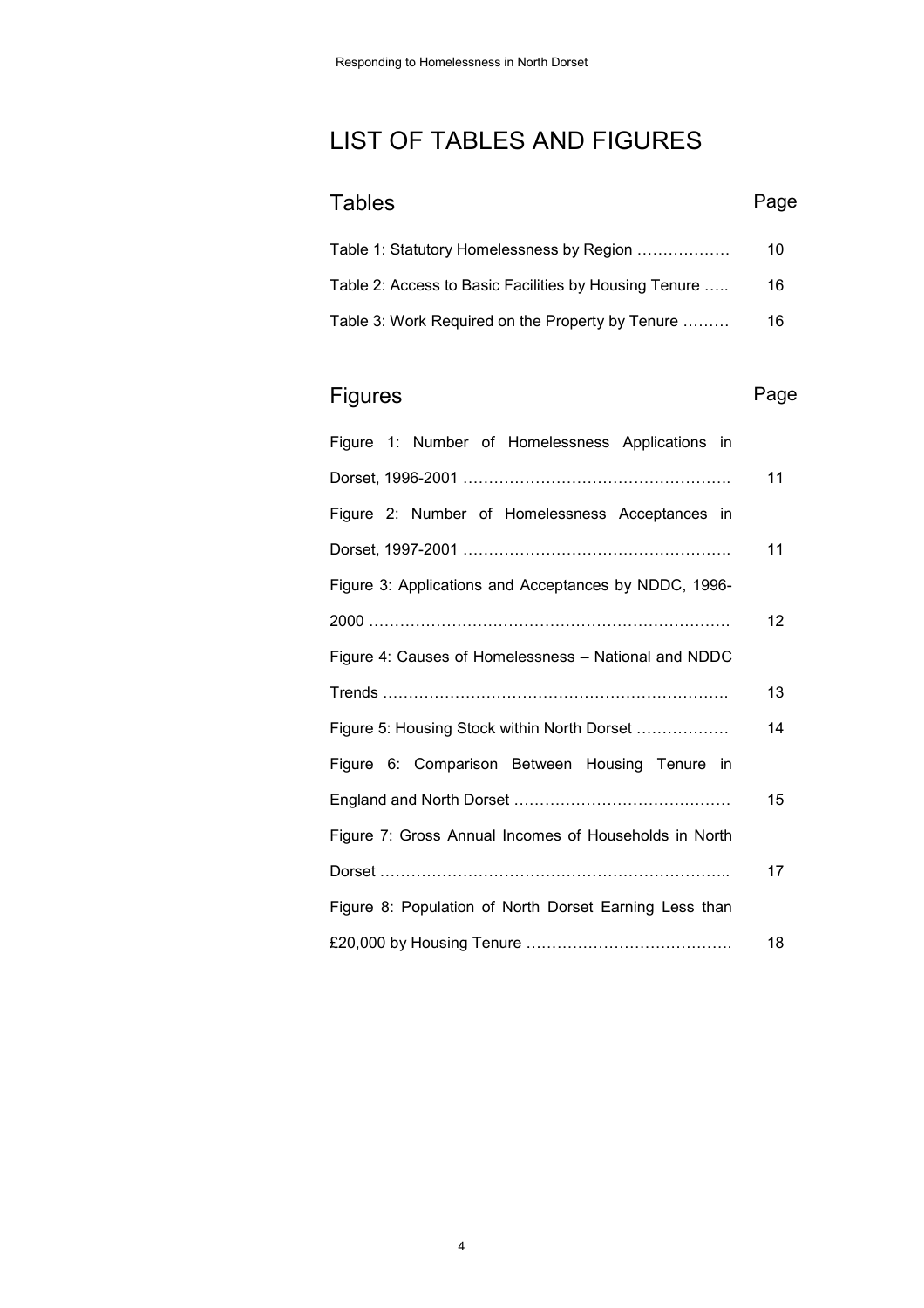# LIST OF TABLES AND FIGURES

## Tables

| Tables | Page |
|---|---|
| Table 1: Statistory Homelessness by Region ……………… | 10 |
| Table 2: Access to Basic Facilities by Housing Tenure ….. | 16 |
| Table 3: Work Required on the Property by Tenure ……… | 16 |

## Figures

| Figures | Page |
|---|---|
| Figure 1: Number of Homelessness Applications in Dorset, 1996-2001 ……………………………………………. | 11 |
| Figure 2: Number of Homelessness Acceptances in Dorset, 1997-2001 ……………………………………………. | 11 |
| Figure 3: Applications and Acceptances by NDDC, 1996-2000 ………………………………………………………… | 12 |
| Figure 4: Causes of Homelessness – National and NDDC Trends …………………………………………………………. | 13 |
| Figure 5: Housing Stock within North Dorset ……………… | 14 |
| Figure 6: Comparison Between Housing Tenure in England and North Dorset …………………………………… | 15 |
| Figure 7: Gross Annual Incomes of Households in North Dorset ………………………………………………………….. | 17 |
| Figure 8: Population of North Dorset Earning Less than £20,000 by Housing Tenure …………………………………. | 18 |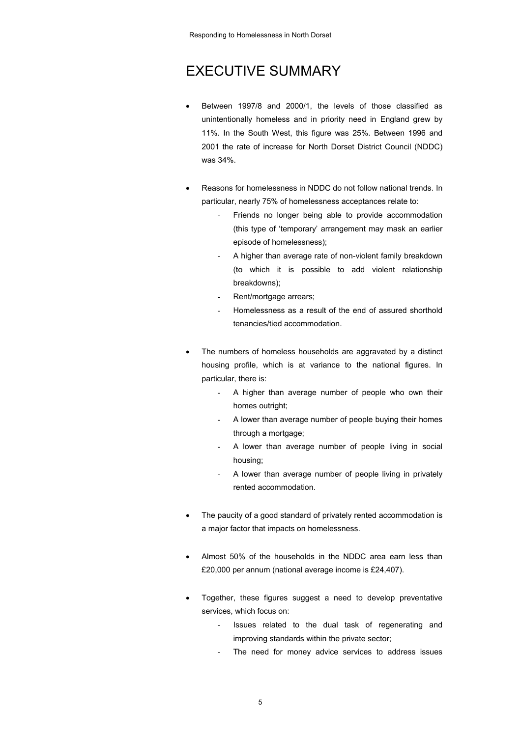# EXECUTIVE SUMMARY

- Between 1997/8 and 2000/1, the levels of those classified as unintentionally homeless and in priority need in England grew by 11%. In the South West, this figure was 25%. Between 1996 and 2001 the rate of increase for North Dorset District Council (NDDC) was 34%.

- Reasons for homelessness in NDDC do not follow national trends. In particular, nearly 75% of homelessness acceptances relate to:
  - Friends no longer being able to provide accommodation (this type of 'temporary' arrangement may mask an earlier episode of homelessness);
  - A higher than average rate of non-violent family breakdown (to which it is possible to add violent relationship breakdowns);
  - Rent/mortgage arrears;
  - Homelessness as a result of the end of assured shorthold tenancies/tied accommodation.

- The numbers of homeless households are aggravated by a distinct housing profile, which is at variance to the national figures. In particular, there is:
  - A higher than average number of people who own their homes outright;
  - A lower than average number of people buying their homes through a mortgage;
  - A lower than average number of people living in social housing;
  - A lower than average number of people living in privately rented accommodation.

- The paucity of a good standard of privately rented accommodation is a major factor that impacts on homelessness.

- Almost 50% of the households in the NDDC area earn less than £20,000 per annum (national average income is £24,407).

- Together, these figures suggest a need to develop preventative services, which focus on:
  - Issues related to the dual task of regenerating and improving standards within the private sector;
  - The need for money advice services to address issues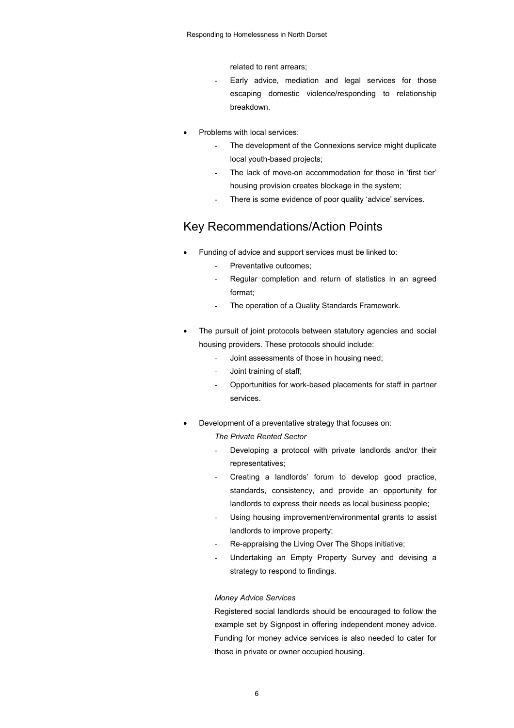- related to rent arrears;
  - Early advice, mediation and legal services for those escaping domestic violence/responding to relationship breakdown.

- Problems with local services:
  - The development of the Connexions service might duplicate local youth-based projects;
  - The lack of move-on accommodation for those in 'first tier' housing provision creates blockage in the system;
  - There is some evidence of poor quality 'advice' services.

## Key Recommendations/Action Points

- Funding of advice and support services must be linked to:
  - Preventative outcomes;
  - Regular completion and return of statistics in an agreed format;
  - The operation of a Quality Standards Framework.

- The pursuit of joint protocols between statutory agencies and social housing providers. These protocols should include:
  - Joint assessments of those in housing need;
  - Joint training of staff;
  - Opportunities for work-based placements for staff in partner services.

- Development of a preventative strategy that focuses on:

  *The Private Rented Sector*

  - Developing a protocol with private landlords and/or their representatives;
  - Creating a landlords' forum to develop good practice, standards, consistency, and provide an opportunity for landlords to express their needs as local business people;
  - Using housing improvement/environmental grants to assist landlords to improve property;
  - Re-appraising the Living Over The Shops initiative;
  - Undertaking an Empty Property Survey and devising a strategy to respond to findings.

  *Money Advice Services*

  Registered social landlords should be encouraged to follow the example set by Signpost in offering independent money advice. Funding for money advice services is also needed to cater for those in private or owner occupied housing.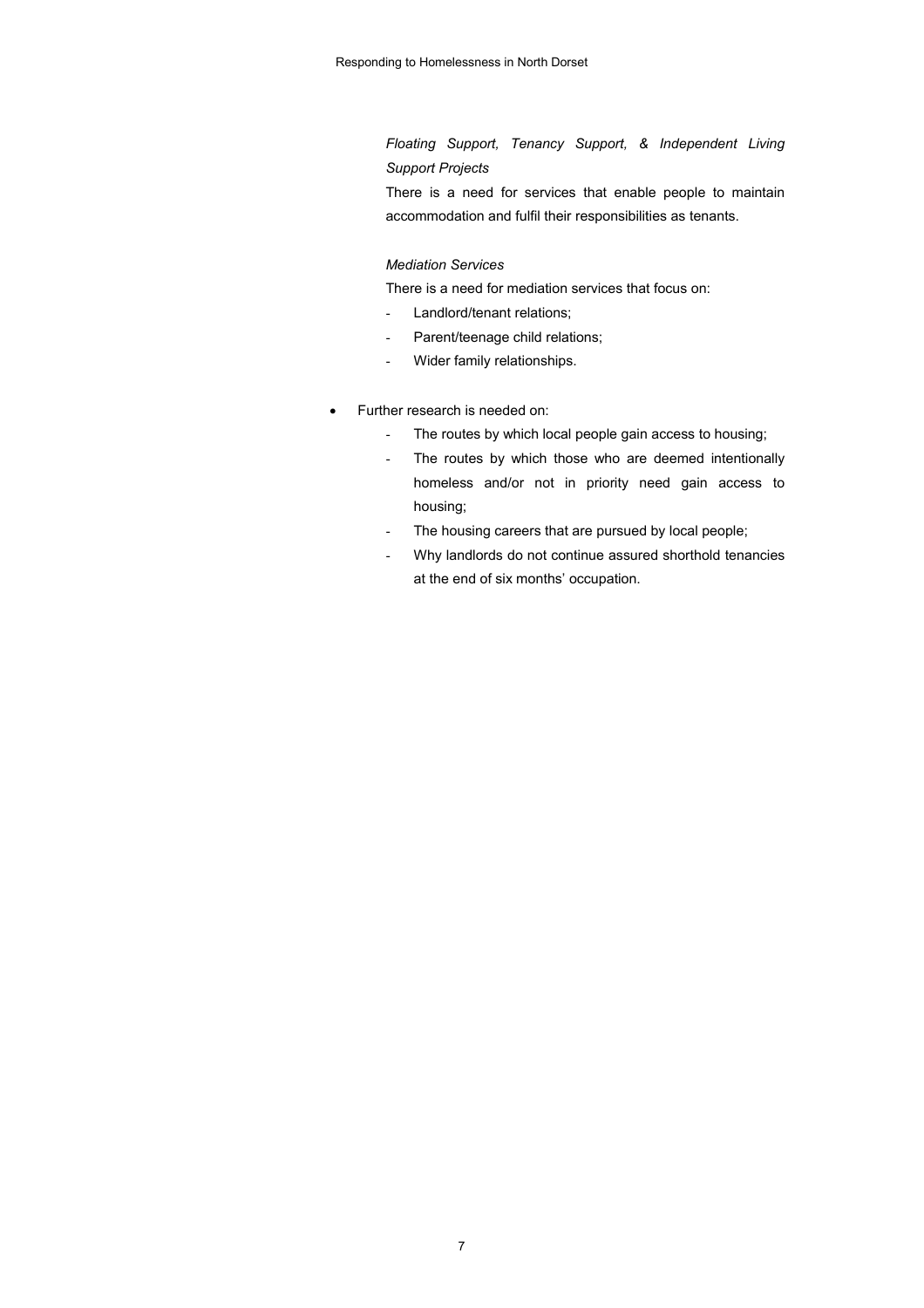*Floating Support, Tenancy Support, & Independent Living Support Projects*

There is a need for services that enable people to maintain accommodation and fulfil their responsibilities as tenants.

*Mediation Services*

There is a need for mediation services that focus on:

- Landlord/tenant relations;
- Parent/teenage child relations;
- Wider family relationships.

- Further research is needed on:
  - The routes by which local people gain access to housing;
  - The routes by which those who are deemed intentionally homeless and/or not in priority need gain access to housing;
  - The housing careers that are pursued by local people;
  - Why landlords do not continue assured shorthold tenancies at the end of six months' occupation.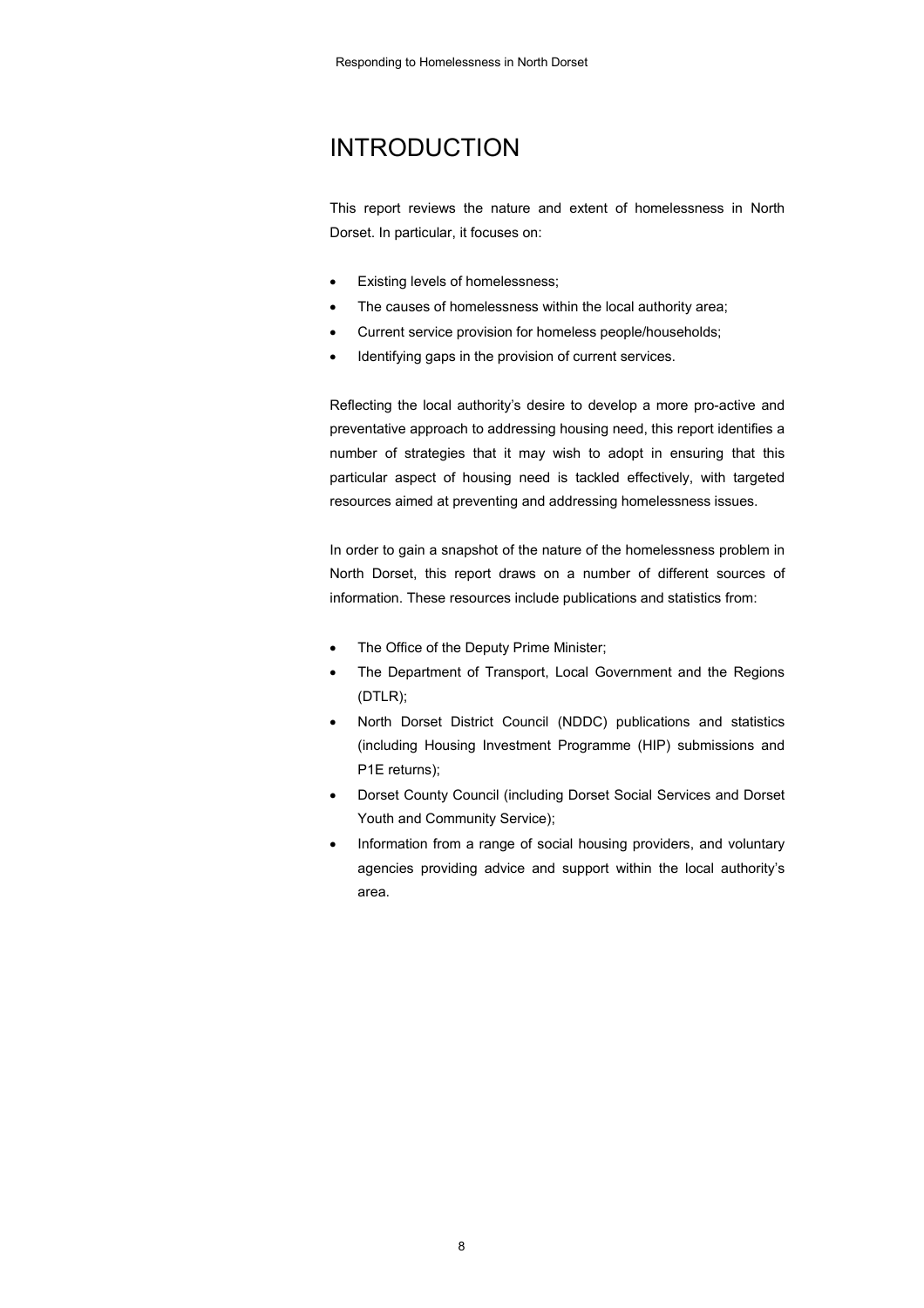# INTRODUCTION

This report reviews the nature and extent of homelessness in North Dorset. In particular, it focuses on:

- Existing levels of homelessness;
- The causes of homelessness within the local authority area;
- Current service provision for homeless people/households;
- Identifying gaps in the provision of current services.

Reflecting the local authority's desire to develop a more pro-active and preventative approach to addressing housing need, this report identifies a number of strategies that it may wish to adopt in ensuring that this particular aspect of housing need is tackled effectively, with targeted resources aimed at preventing and addressing homelessness issues.

In order to gain a snapshot of the nature of the homelessness problem in North Dorset, this report draws on a number of different sources of information. These resources include publications and statistics from:

- The Office of the Deputy Prime Minister;
- The Department of Transport, Local Government and the Regions (DTLR);
- North Dorset District Council (NDDC) publications and statistics (including Housing Investment Programme (HIP) submissions and P1E returns);
- Dorset County Council (including Dorset Social Services and Dorset Youth and Community Service);
- Information from a range of social housing providers, and voluntary agencies providing advice and support within the local authority's area.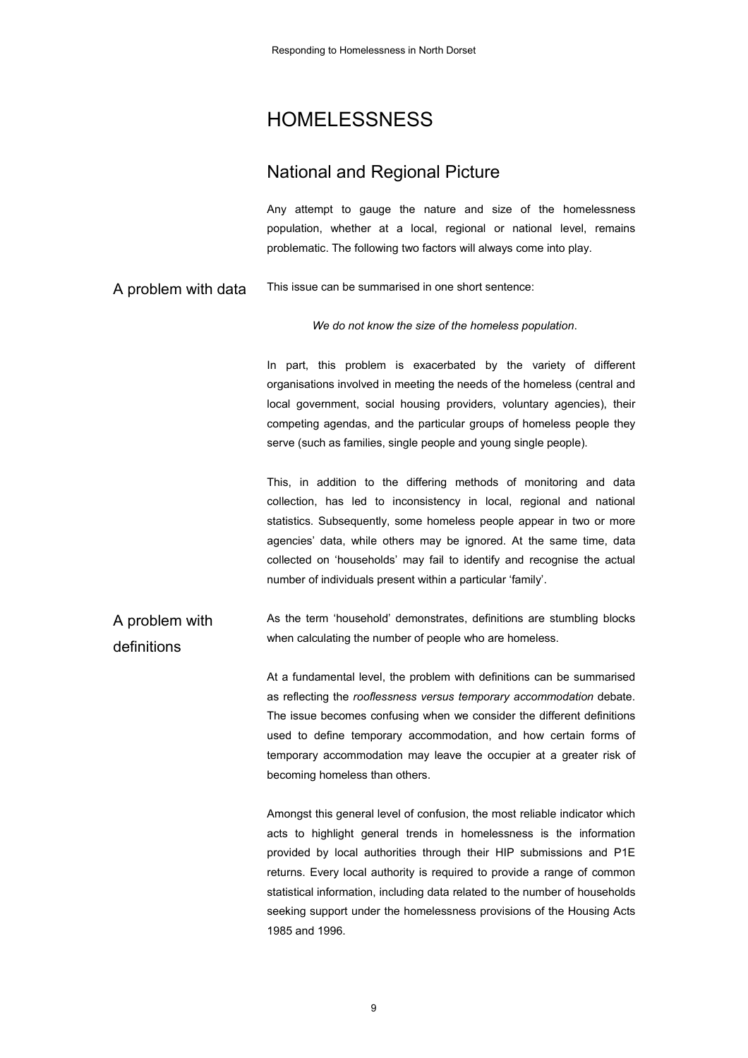# HOMELESSNESS

## National and Regional Picture

Any attempt to gauge the nature and size of the homelessness population, whether at a local, regional or national level, remains problematic. The following two factors will always come into play.

### A problem with data

This issue can be summarised in one short sentence:

*We do not know the size of the homeless population*.

In part, this problem is exacerbated by the variety of different organisations involved in meeting the needs of the homeless (central and local government, social housing providers, voluntary agencies), their competing agendas, and the particular groups of homeless people they serve (such as families, single people and young single people).

This, in addition to the differing methods of monitoring and data collection, has led to inconsistency in local, regional and national statistics. Subsequently, some homeless people appear in two or more agencies' data, while others may be ignored. At the same time, data collected on 'households' may fail to identify and recognise the actual number of individuals present within a particular 'family'.

### A problem with definitions

As the term 'household' demonstrates, definitions are stumbling blocks when calculating the number of people who are homeless.

At a fundamental level, the problem with definitions can be summarised as reflecting the *rooflessness versus temporary accommodation* debate. The issue becomes confusing when we consider the different definitions used to define temporary accommodation, and how certain forms of temporary accommodation may leave the occupier at a greater risk of becoming homeless than others.

Amongst this general level of confusion, the most reliable indicator which acts to highlight general trends in homelessness is the information provided by local authorities through their HIP submissions and P1E returns. Every local authority is required to provide a range of common statistical information, including data related to the number of households seeking support under the homelessness provisions of the Housing Acts 1985 and 1996.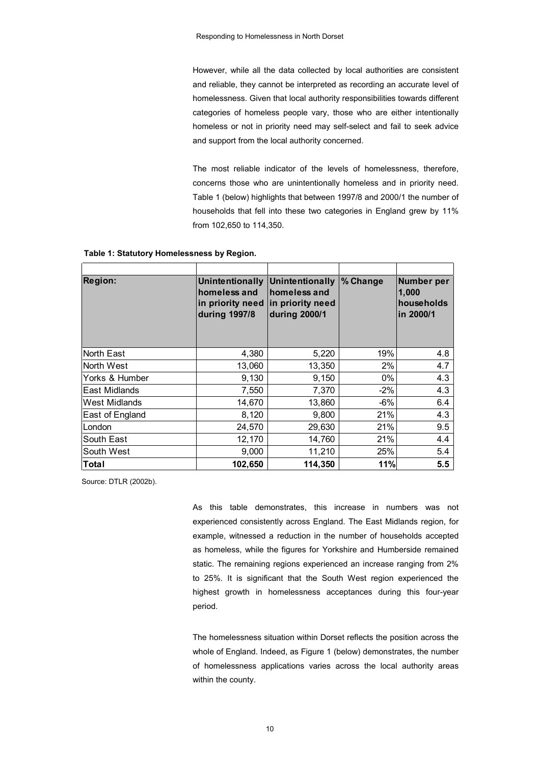However, while all the data collected by local authorities are consistent and reliable, they cannot be interpreted as recording an accurate level of homelessness. Given that local authority responsibilities towards different categories of homeless people vary, those who are either intentionally homeless or not in priority need may self-select and fail to seek advice and support from the local authority concerned.

The most reliable indicator of the levels of homelessness, therefore, concerns those who are unintentionally homeless and in priority need. Table 1 (below) highlights that between 1997/8 and 2000/1 the number of households that fell into these two categories in England grew by 11% from 102,650 to 114,350.

**Table 1: Statutory Homelessness by Region.**

| Region: | Unintentionally homeless and in priority need during 1997/8 | Unintentionally homeless and in priority need during 2000/1 | % Change | Number per 1,000 households in 2000/1 |
|---|---|---|---|---|
| North East | 4,380 | 5,220 | 19% | 4.8 |
| North West | 13,060 | 13,350 | 2% | 4.7 |
| Yorks & Humber | 9,130 | 9,150 | 0% | 4.3 |
| East Midlands | 7,550 | 7,370 | -2% | 4.3 |
| West Midlands | 14,670 | 13,860 | -6% | 6.4 |
| East of England | 8,120 | 9,800 | 21% | 4.3 |
| London | 24,570 | 29,630 | 21% | 9.5 |
| South East | 12,170 | 14,760 | 21% | 4.4 |
| South West | 9,000 | 11,210 | 25% | 5.4 |
| **Total** | **102,650** | **114,350** | **11%** | **5.5** |

Source: DTLR (2002b).

As this table demonstrates, this increase in numbers was not experienced consistently across England. The East Midlands region, for example, witnessed a reduction in the number of households accepted as homeless, while the figures for Yorkshire and Humberside remained static. The remaining regions experienced an increase ranging from 2% to 25%. It is significant that the South West region experienced the highest growth in homelessness acceptances during this four-year period.

The homelessness situation within Dorset reflects the position across the whole of England. Indeed, as Figure 1 (below) demonstrates, the number of homelessness applications varies across the local authority areas within the county.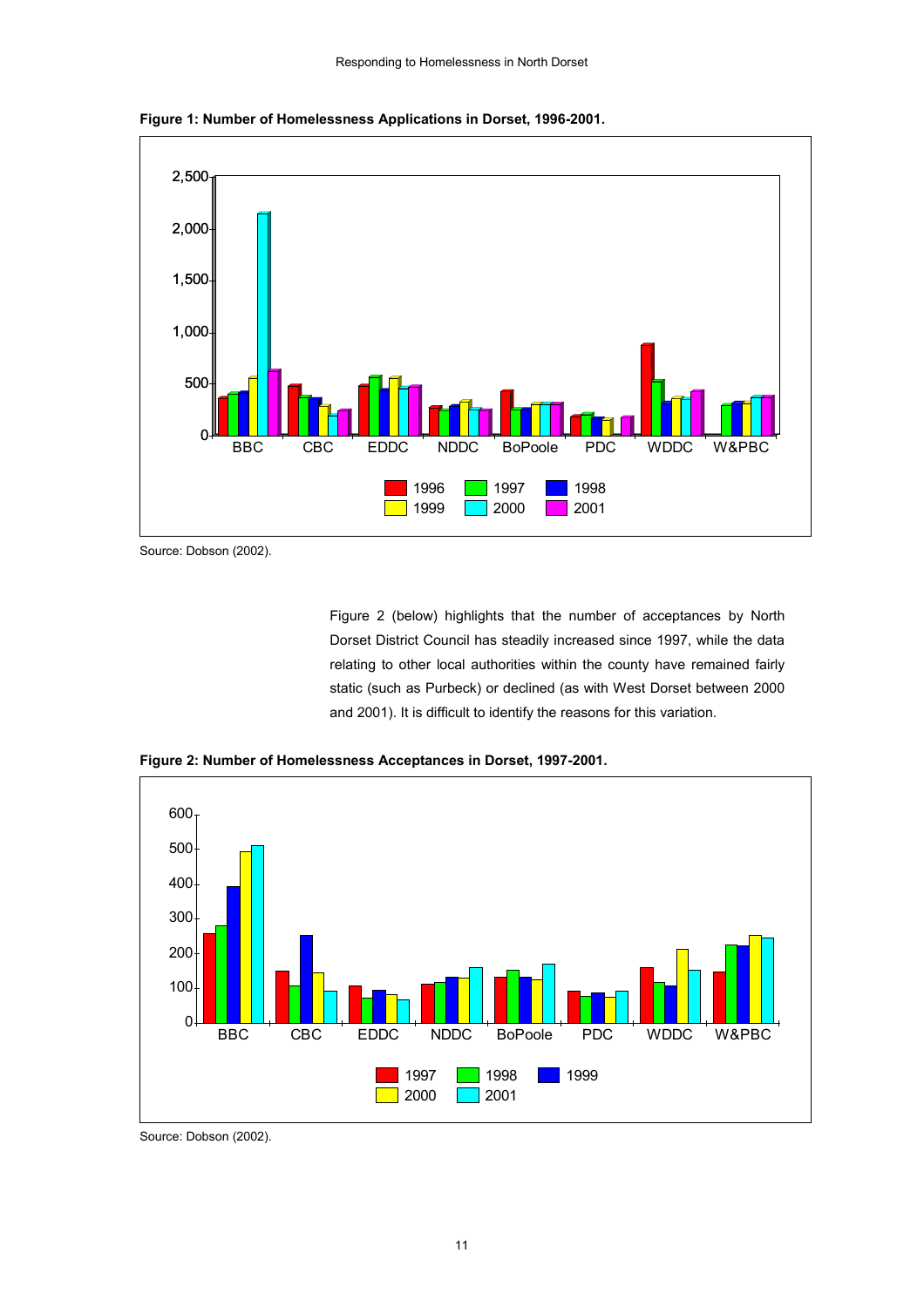**Figure 1: Number of Homelessness Applications in Dorset, 1996-2001.**

Source: Dobson (2002).

Figure 2 (below) highlights that the number of acceptances by North Dorset District Council has steadily increased since 1997, while the data relating to other local authorities within the county have remained fairly static (such as Purbeck) or declined (as with West Dorset between 2000 and 2001). It is difficult to identify the reasons for this variation.

**Figure 2: Number of Homelessness Acceptances in Dorset, 1997-2001.**

Source: Dobson (2002).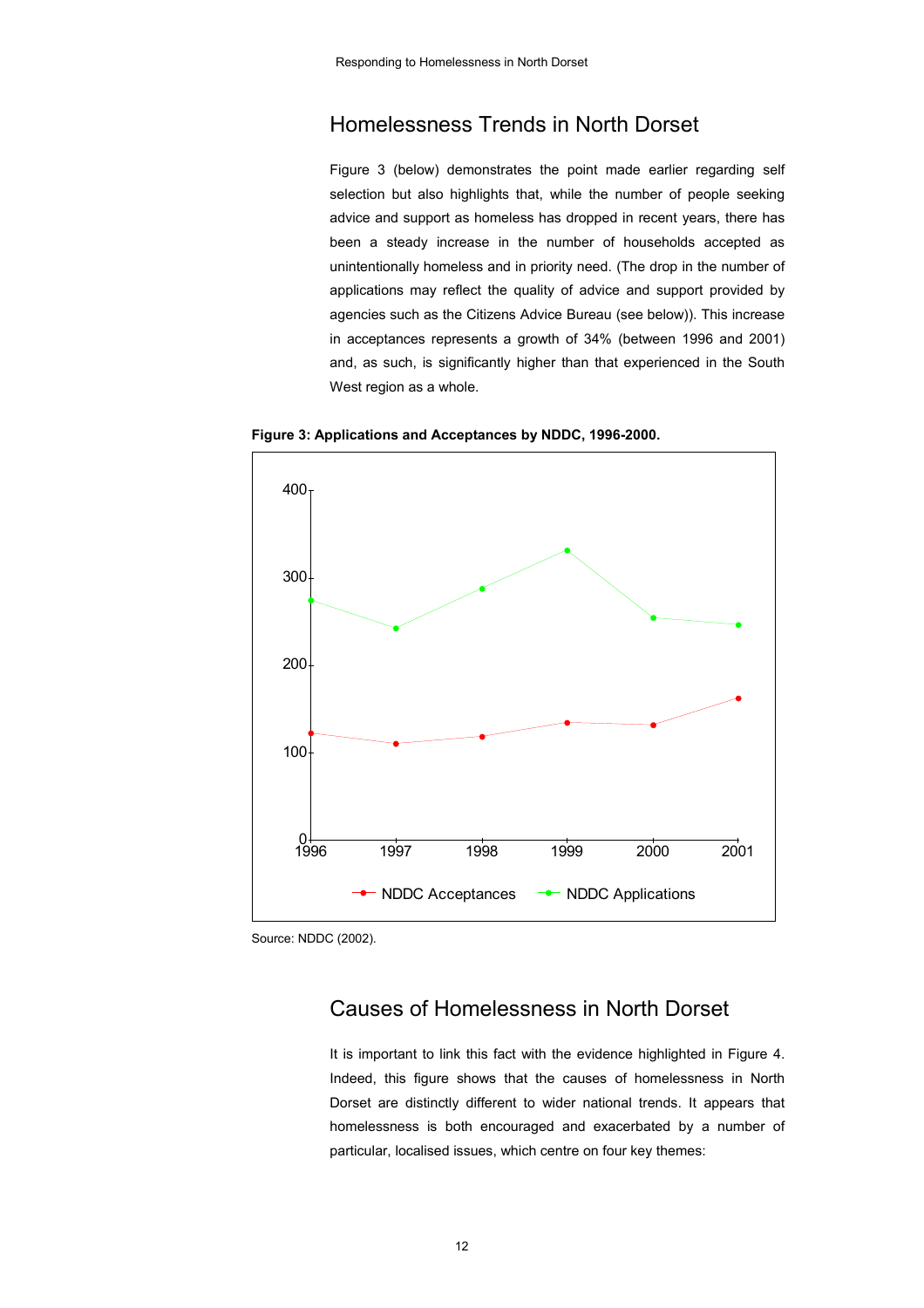## Homelessness Trends in North Dorset

Figure 3 (below) demonstrates the point made earlier regarding self selection but also highlights that, while the number of people seeking advice and support as homeless has dropped in recent years, there has been a steady increase in the number of households accepted as unintentionally homeless and in priority need. (The drop in the number of applications may reflect the quality of advice and support provided by agencies such as the Citizens Advice Bureau (see below)). This increase in acceptances represents a growth of 34% (between 1996 and 2001) and, as such, is significantly higher than that experienced in the South West region as a whole.

**Figure 3: Applications and Acceptances by NDDC, 1996-2000.**

Source: NDDC (2002).

## Causes of Homelessness in North Dorset

It is important to link this fact with the evidence highlighted in Figure 4. Indeed, this figure shows that the causes of homelessness in North Dorset are distinctly different to wider national trends. It appears that homelessness is both encouraged and exacerbated by a number of particular, localised issues, which centre on four key themes: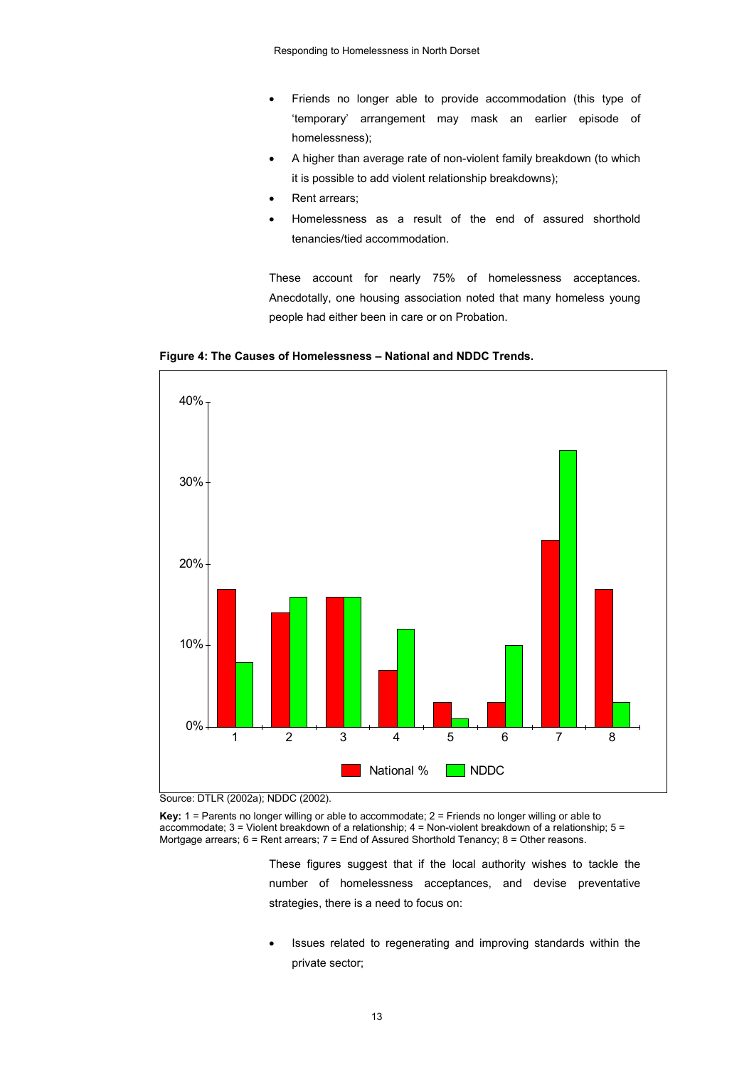- Friends no longer able to provide accommodation (this type of 'temporary' arrangement may mask an earlier episode of homelessness);
- A higher than average rate of non-violent family breakdown (to which it is possible to add violent relationship breakdowns);
- Rent arrears;
- Homelessness as a result of the end of assured shorthold tenancies/tied accommodation.

These account for nearly 75% of homelessness acceptances. Anecdotally, one housing association noted that many homeless young people had either been in care or on Probation.

**Figure 4: The Causes of Homelessness – National and NDDC Trends.**

Source: DTLR (2002a); NDDC (2002).

**Key:** 1 = Parents no longer willing or able to accommodate; 2 = Friends no longer willing or able to accommodate; 3 = Violent breakdown of a relationship; 4 = Non-violent breakdown of a relationship; 5 = Mortgage arrears; 6 = Rent arrears; 7 = End of Assured Shorthold Tenancy; 8 = Other reasons.

These figures suggest that if the local authority wishes to tackle the number of homelessness acceptances, and devise preventative strategies, there is a need to focus on:

- Issues related to regenerating and improving standards within the private sector;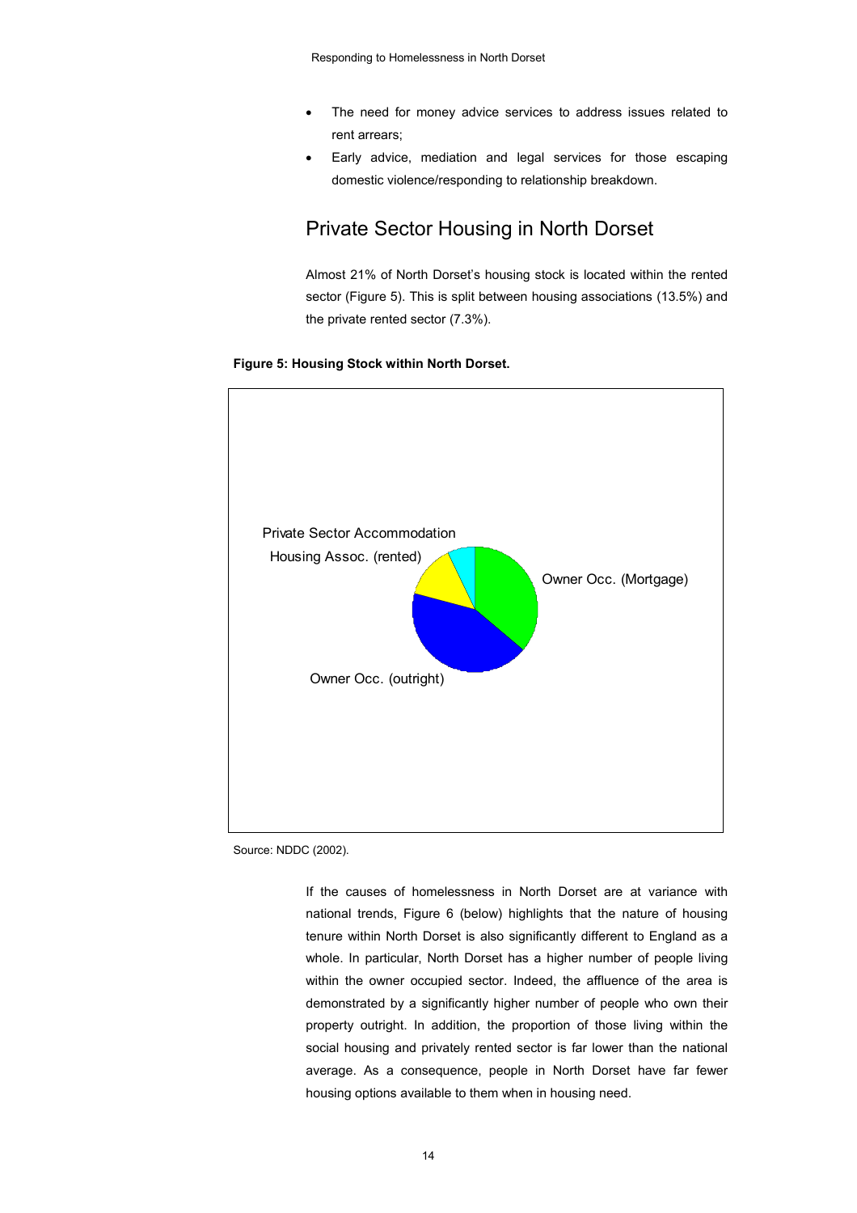- The need for money advice services to address issues related to rent arrears;
- Early advice, mediation and legal services for those escaping domestic violence/responding to relationship breakdown.

## Private Sector Housing in North Dorset

Almost 21% of North Dorset's housing stock is located within the rented sector (Figure 5). This is split between housing associations (13.5%) and the private rented sector (7.3%).

**Figure 5: Housing Stock within North Dorset.**

Private Sector Accommodation

Housing Assoc. (rented)

Owner Occ. (Mortgage)

Owner Occ. (outright)

Source: NDDC (2002).

If the causes of homelessness in North Dorset are at variance with national trends, Figure 6 (below) highlights that the nature of housing tenure within North Dorset is also significantly different to England as a whole. In particular, North Dorset has a higher number of people living within the owner occupied sector. Indeed, the affluence of the area is demonstrated by a significantly higher number of people who own their property outright. In addition, the proportion of those living within the social housing and privately rented sector is far lower than the national average. As a consequence, people in North Dorset have far fewer housing options available to them when in housing need.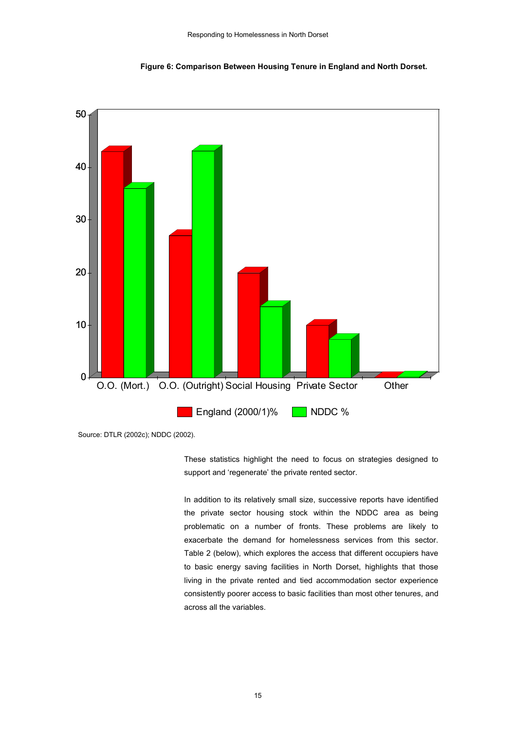**Figure 6: Comparison Between Housing Tenure in England and North Dorset.**

Source: DTLR (2002c); NDDC (2002).

These statistics highlight the need to focus on strategies designed to support and 'regenerate' the private rented sector.

In addition to its relatively small size, successive reports have identified the private sector housing stock within the NDDC area as being problematic on a number of fronts. These problems are likely to exacerbate the demand for homelessness services from this sector. Table 2 (below), which explores the access that different occupiers have to basic energy saving facilities in North Dorset, highlights that those living in the private rented and tied accommodation sector experience consistently poorer access to basic facilities than most other tenures, and across all the variables.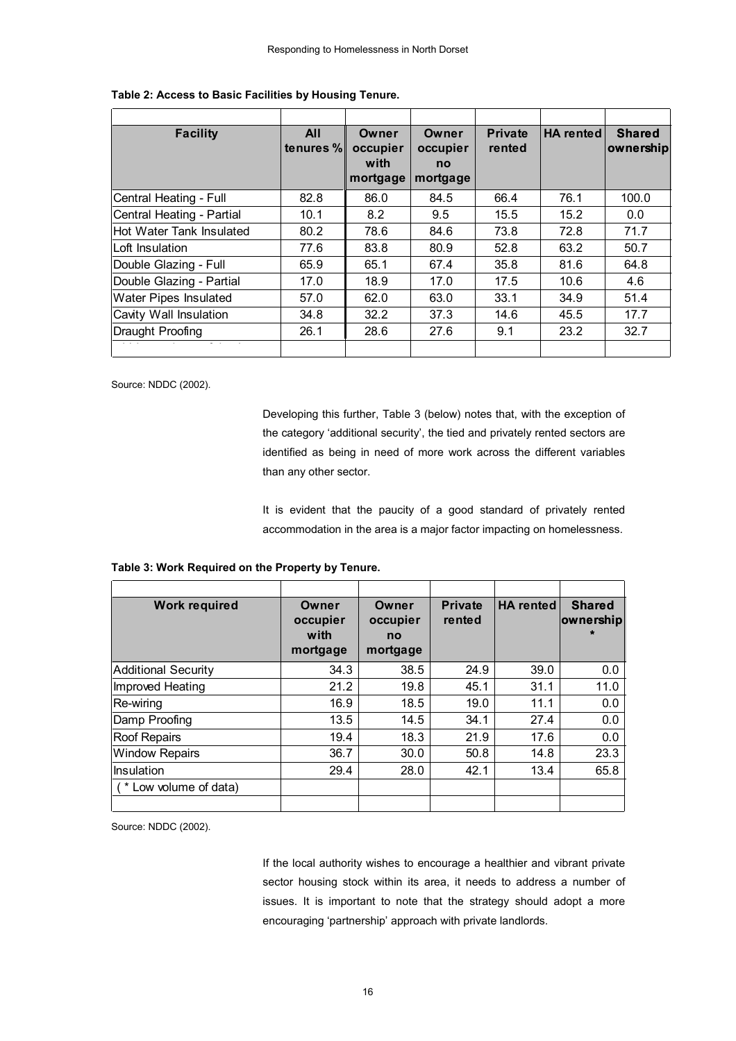**Table 2: Access to Basic Facilities by Housing Tenure.**

| Facility | All tenures % | Owner occupier with mortgage | Owner occupier no mortgage | Private rented | HA rented | Shared ownership |
|---|---|---|---|---|---|---|
| Central Heating - Full | 82.8 | 86.0 | 84.5 | 66.4 | 76.1 | 100.0 |
| Central Heating - Partial | 10.1 | 8.2 | 9.5 | 15.5 | 15.2 | 0.0 |
| Hot Water Tank Insulated | 80.2 | 78.6 | 84.6 | 73.8 | 72.8 | 71.7 |
| Loft Insulation | 77.6 | 83.8 | 80.9 | 52.8 | 63.2 | 50.7 |
| Double Glazing - Full | 65.9 | 65.1 | 67.4 | 35.8 | 81.6 | 64.8 |
| Double Glazing - Partial | 17.0 | 18.9 | 17.0 | 17.5 | 10.6 | 4.6 |
| Water Pipes Insulated | 57.0 | 62.0 | 63.0 | 33.1 | 34.9 | 51.4 |
| Cavity Wall Insulation | 34.8 | 32.2 | 37.3 | 14.6 | 45.5 | 17.7 |
| Draught Proofing | 26.1 | 28.6 | 27.6 | 9.1 | 23.2 | 32.7 |

Source: NDDC (2002).

Developing this further, Table 3 (below) notes that, with the exception of the category 'additional security', the tied and privately rented sectors are identified as being in need of more work across the different variables than any other sector.

It is evident that the paucity of a good standard of privately rented accommodation in the area is a major factor impacting on homelessness.

**Table 3: Work Required on the Property by Tenure.**

| Work required | Owner occupier with mortgage | Owner occupier no mortgage | Private rented | HA rented | Shared ownership * |
|---|---|---|---|---|---|
| Additional Security | 34.3 | 38.5 | 24.9 | 39.0 | 0.0 |
| Improved Heating | 21.2 | 19.8 | 45.1 | 31.1 | 11.0 |
| Re-wiring | 16.9 | 18.5 | 19.0 | 11.1 | 0.0 |
| Damp Proofing | 13.5 | 14.5 | 34.1 | 27.4 | 0.0 |
| Roof Repairs | 19.4 | 18.3 | 21.9 | 17.6 | 0.0 |
| Window Repairs | 36.7 | 30.0 | 50.8 | 14.8 | 23.3 |
| Insulation | 29.4 | 28.0 | 42.1 | 13.4 | 65.8 |
| ( * Low volume of data) | | | | | |

Source: NDDC (2002).

If the local authority wishes to encourage a healthier and vibrant private sector housing stock within its area, it needs to address a number of issues. It is important to note that the strategy should adopt a more encouraging 'partnership' approach with private landlords.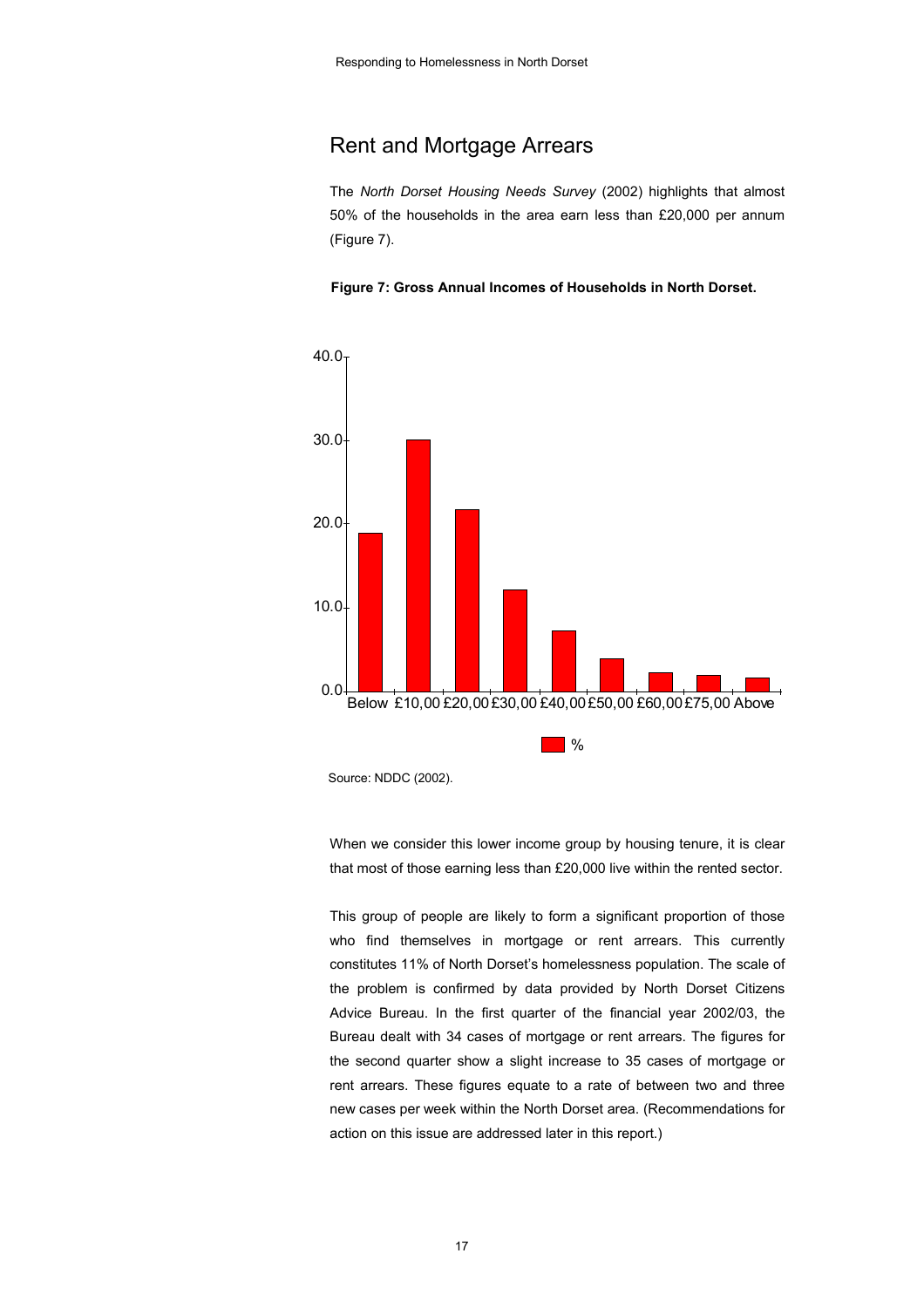## Rent and Mortgage Arrears

The *North Dorset Housing Needs Survey* (2002) highlights that almost 50% of the households in the area earn less than £20,000 per annum (Figure 7).

**Figure 7: Gross Annual Incomes of Households in North Dorset.**

Source: NDDC (2002).

When we consider this lower income group by housing tenure, it is clear that most of those earning less than £20,000 live within the rented sector.

This group of people are likely to form a significant proportion of those who find themselves in mortgage or rent arrears. This currently constitutes 11% of North Dorset's homelessness population. The scale of the problem is confirmed by data provided by North Dorset Citizens Advice Bureau. In the first quarter of the financial year 2002/03, the Bureau dealt with 34 cases of mortgage or rent arrears. The figures for the second quarter show a slight increase to 35 cases of mortgage or rent arrears. These figures equate to a rate of between two and three new cases per week within the North Dorset area. (Recommendations for action on this issue are addressed later in this report.)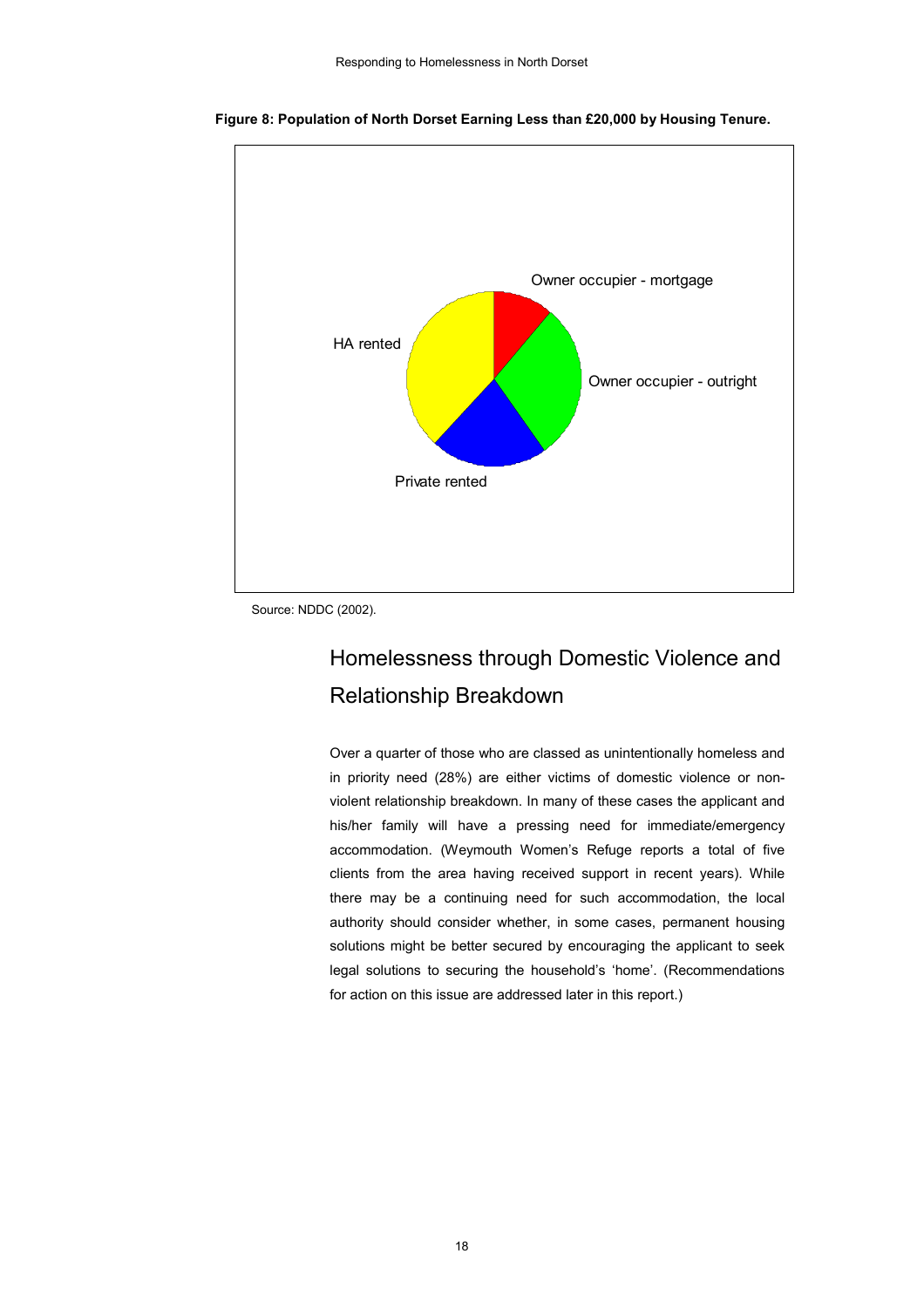**Figure 8: Population of North Dorset Earning Less than £20,000 by Housing Tenure.**

Owner occupier - mortgage

Owner occupier - outright

Private rented

HA rented

Source: NDDC (2002).

## Homelessness through Domestic Violence and Relationship Breakdown

Over a quarter of those who are classed as unintentionally homeless and in priority need (28%) are either victims of domestic violence or non-violent relationship breakdown. In many of these cases the applicant and his/her family will have a pressing need for immediate/emergency accommodation. (Weymouth Women's Refuge reports a total of five clients from the area having received support in recent years). While there may be a continuing need for such accommodation, the local authority should consider whether, in some cases, permanent housing solutions might be better secured by encouraging the applicant to seek legal solutions to securing the household's 'home'. (Recommendations for action on this issue are addressed later in this report.)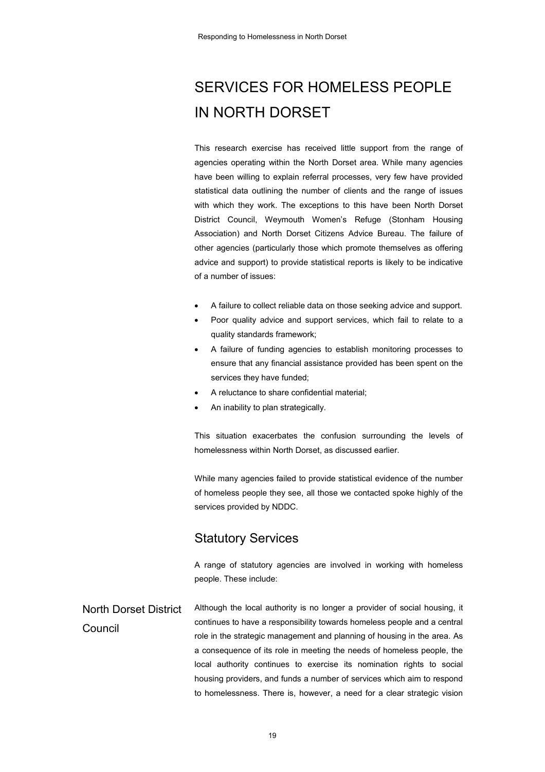# SERVICES FOR HOMELESS PEOPLE IN NORTH DORSET

This research exercise has received little support from the range of agencies operating within the North Dorset area. While many agencies have been willing to explain referral processes, very few have provided statistical data outlining the number of clients and the range of issues with which they work. The exceptions to this have been North Dorset District Council, Weymouth Women's Refuge (Stonham Housing Association) and North Dorset Citizens Advice Bureau. The failure of other agencies (particularly those which promote themselves as offering advice and support) to provide statistical reports is likely to be indicative of a number of issues:

- A failure to collect reliable data on those seeking advice and support.
- Poor quality advice and support services, which fail to relate to a quality standards framework;
- A failure of funding agencies to establish monitoring processes to ensure that any financial assistance provided has been spent on the services they have funded;
- A reluctance to share confidential material;
- An inability to plan strategically.

This situation exacerbates the confusion surrounding the levels of homelessness within North Dorset, as discussed earlier.

While many agencies failed to provide statistical evidence of the number of homeless people they see, all those we contacted spoke highly of the services provided by NDDC.

## Statutory Services

A range of statutory agencies are involved in working with homeless people. These include:

### North Dorset District Council

Although the local authority is no longer a provider of social housing, it continues to have a responsibility towards homeless people and a central role in the strategic management and planning of housing in the area. As a consequence of its role in meeting the needs of homeless people, the local authority continues to exercise its nomination rights to social housing providers, and funds a number of services which aim to respond to homelessness. There is, however, a need for a clear strategic vision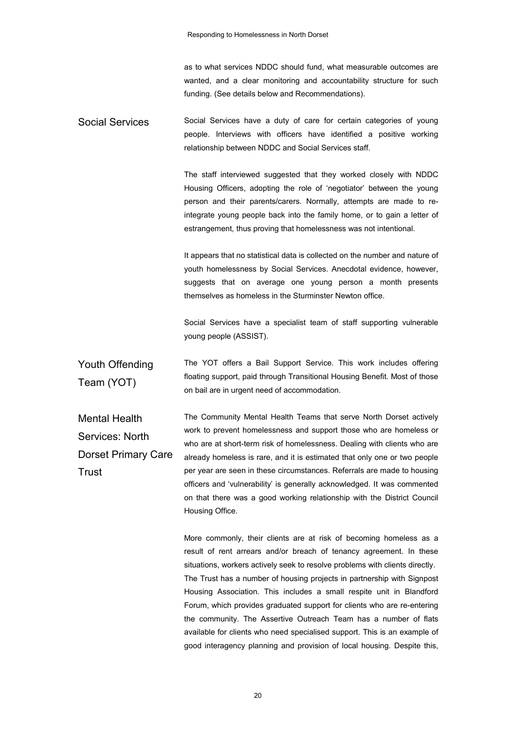as to what services NDDC should fund, what measurable outcomes are wanted, and a clear monitoring and accountability structure for such funding. (See details below and Recommendations).

## Social Services

Social Services have a duty of care for certain categories of young people. Interviews with officers have identified a positive working relationship between NDDC and Social Services staff.

The staff interviewed suggested that they worked closely with NDDC Housing Officers, adopting the role of 'negotiator' between the young person and their parents/carers. Normally, attempts are made to re-integrate young people back into the family home, or to gain a letter of estrangement, thus proving that homelessness was not intentional.

It appears that no statistical data is collected on the number and nature of youth homelessness by Social Services. Anecdotal evidence, however, suggests that on average one young person a month presents themselves as homeless in the Sturminster Newton office.

Social Services have a specialist team of staff supporting vulnerable young people (ASSIST).

## Youth Offending Team (YOT)

The YOT offers a Bail Support Service. This work includes offering floating support, paid through Transitional Housing Benefit. Most of those on bail are in urgent need of accommodation.

## Mental Health Services: North Dorset Primary Care Trust

The Community Mental Health Teams that serve North Dorset actively work to prevent homelessness and support those who are homeless or who are at short-term risk of homelessness. Dealing with clients who are already homeless is rare, and it is estimated that only one or two people per year are seen in these circumstances. Referrals are made to housing officers and 'vulnerability' is generally acknowledged. It was commented on that there was a good working relationship with the District Council Housing Office.

More commonly, their clients are at risk of becoming homeless as a result of rent arrears and/or breach of tenancy agreement. In these situations, workers actively seek to resolve problems with clients directly. The Trust has a number of housing projects in partnership with Signpost Housing Association. This includes a small respite unit in Blandford Forum, which provides graduated support for clients who are re-entering the community. The Assertive Outreach Team has a number of flats available for clients who need specialised support. This is an example of good interagency planning and provision of local housing. Despite this,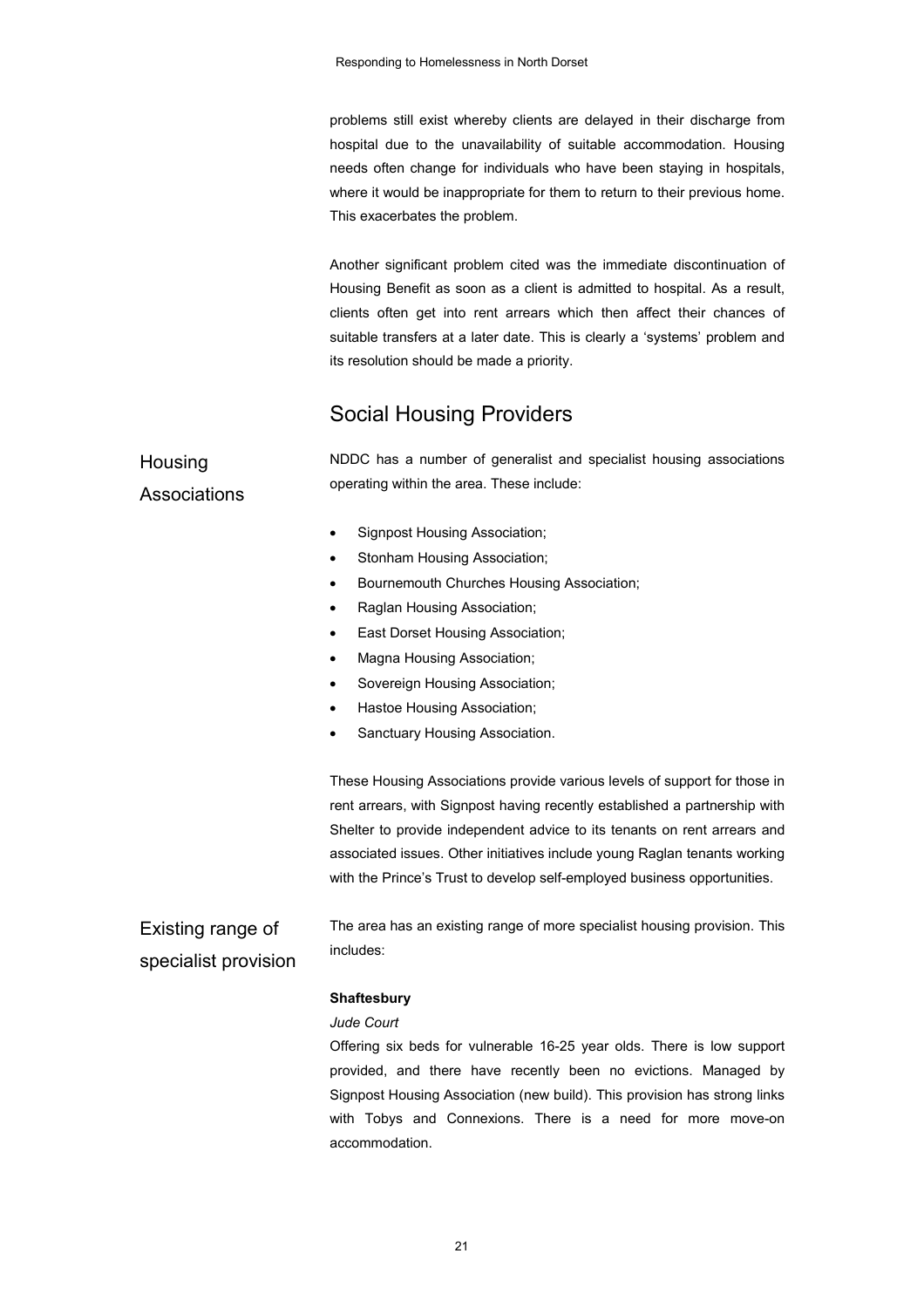problems still exist whereby clients are delayed in their discharge from hospital due to the unavailability of suitable accommodation. Housing needs often change for individuals who have been staying in hospitals, where it would be inappropriate for them to return to their previous home. This exacerbates the problem.

Another significant problem cited was the immediate discontinuation of Housing Benefit as soon as a client is admitted to hospital. As a result, clients often get into rent arrears which then affect their chances of suitable transfers at a later date. This is clearly a 'systems' problem and its resolution should be made a priority.

## Social Housing Providers

### Housing Associations

NDDC has a number of generalist and specialist housing associations operating within the area. These include:

- Signpost Housing Association;
- Stonham Housing Association;
- Bournemouth Churches Housing Association;
- Raglan Housing Association;
- East Dorset Housing Association;
- Magna Housing Association;
- Sovereign Housing Association;
- Hastoe Housing Association;
- Sanctuary Housing Association.

These Housing Associations provide various levels of support for those in rent arrears, with Signpost having recently established a partnership with Shelter to provide independent advice to its tenants on rent arrears and associated issues. Other initiatives include young Raglan tenants working with the Prince's Trust to develop self-employed business opportunities.

### Existing range of specialist provision

The area has an existing range of more specialist housing provision. This includes:

**Shaftesbury**

*Jude Court*

Offering six beds for vulnerable 16-25 year olds. There is low support provided, and there have recently been no evictions. Managed by Signpost Housing Association (new build). This provision has strong links with Tobys and Connexions. There is a need for more move-on accommodation.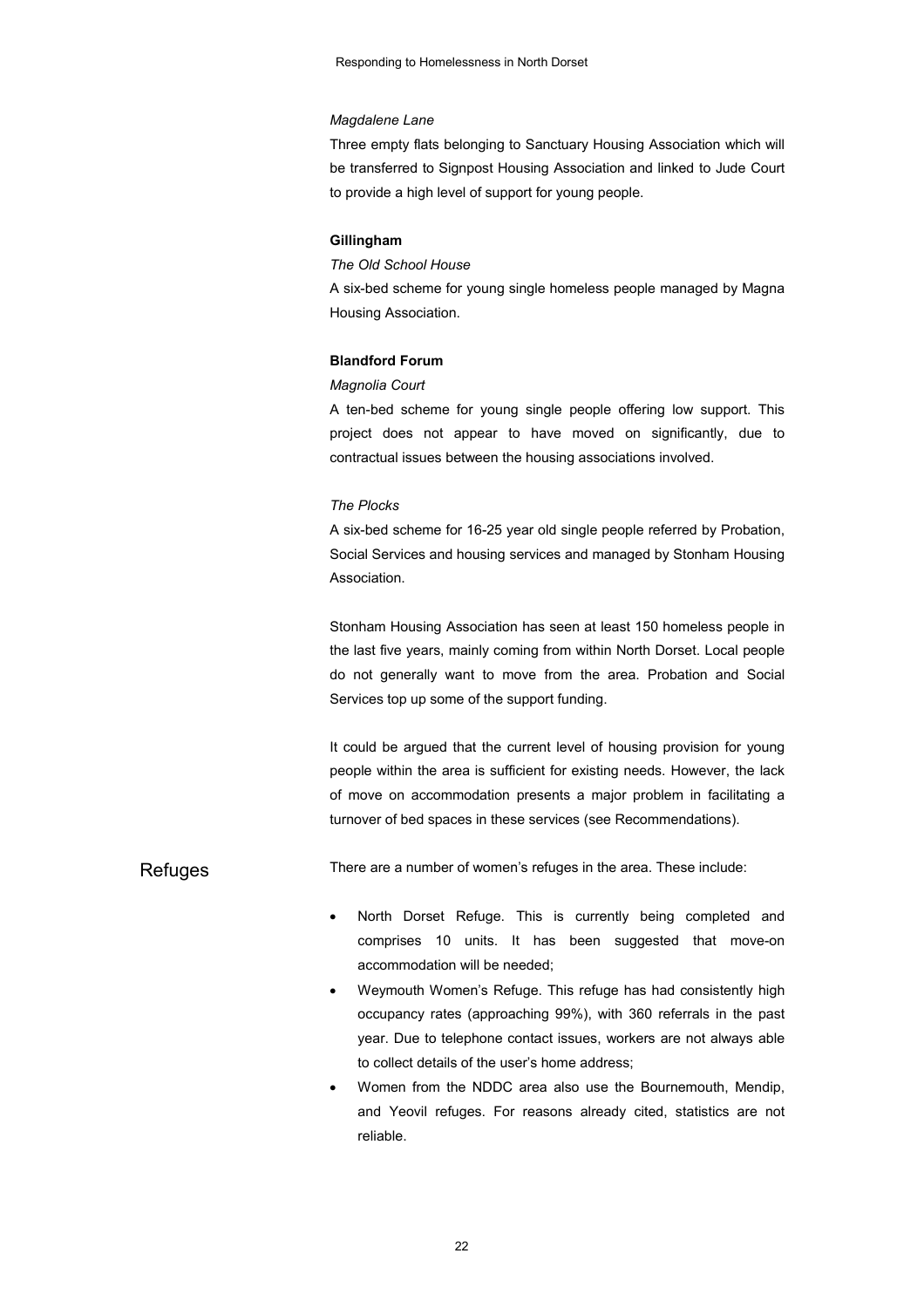*Magdalene Lane*

Three empty flats belonging to Sanctuary Housing Association which will be transferred to Signpost Housing Association and linked to Jude Court to provide a high level of support for young people.

**Gillingham**

*The Old School House*

A six-bed scheme for young single homeless people managed by Magna Housing Association.

**Blandford Forum**

*Magnolia Court*

A ten-bed scheme for young single people offering low support. This project does not appear to have moved on significantly, due to contractual issues between the housing associations involved.

*The Plocks*

A six-bed scheme for 16-25 year old single people referred by Probation, Social Services and housing services and managed by Stonham Housing Association.

Stonham Housing Association has seen at least 150 homeless people in the last five years, mainly coming from within North Dorset. Local people do not generally want to move from the area. Probation and Social Services top up some of the support funding.

It could be argued that the current level of housing provision for young people within the area is sufficient for existing needs. However, the lack of move on accommodation presents a major problem in facilitating a turnover of bed spaces in these services (see Recommendations).

## Refuges

There are a number of women's refuges in the area. These include:

- North Dorset Refuge. This is currently being completed and comprises 10 units. It has been suggested that move-on accommodation will be needed;
- Weymouth Women's Refuge. This refuge has had consistently high occupancy rates (approaching 99%), with 360 referrals in the past year. Due to telephone contact issues, workers are not always able to collect details of the user's home address;
- Women from the NDDC area also use the Bournemouth, Mendip, and Yeovil refuges. For reasons already cited, statistics are not reliable.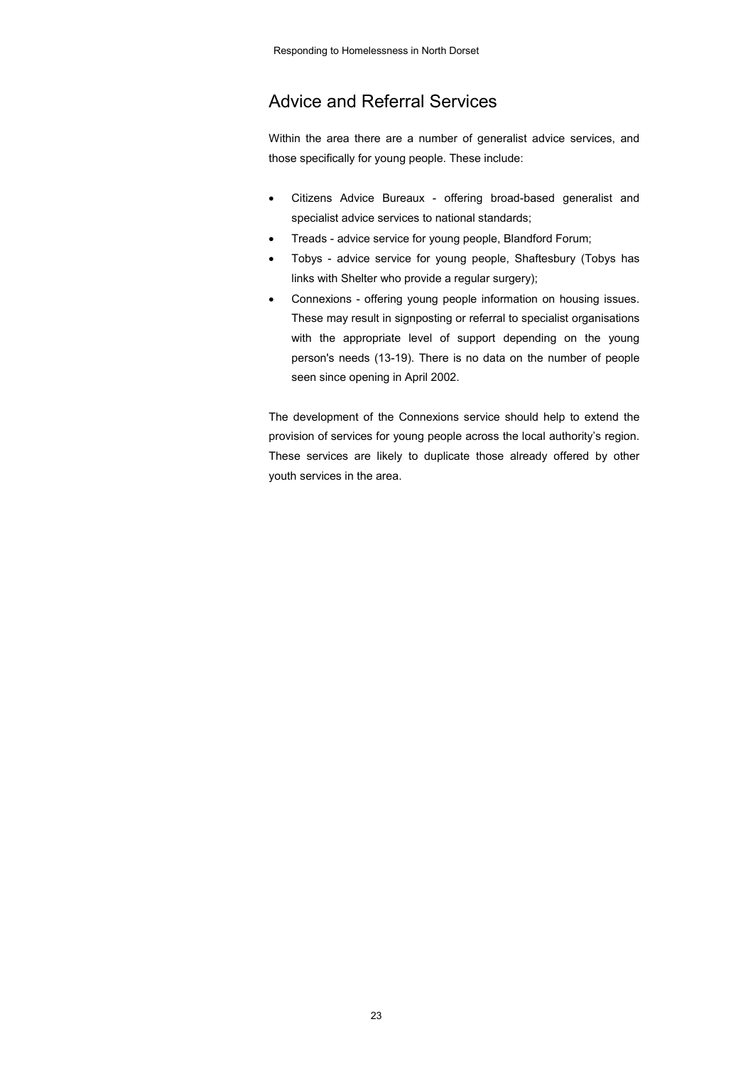## Advice and Referral Services

Within the area there are a number of generalist advice services, and those specifically for young people. These include:

- Citizens Advice Bureaux - offering broad-based generalist and specialist advice services to national standards;
- Treads - advice service for young people, Blandford Forum;
- Tobys - advice service for young people, Shaftesbury (Tobys has links with Shelter who provide a regular surgery);
- Connexions - offering young people information on housing issues. These may result in signposting or referral to specialist organisations with the appropriate level of support depending on the young person's needs (13-19). There is no data on the number of people seen since opening in April 2002.

The development of the Connexions service should help to extend the provision of services for young people across the local authority's region. These services are likely to duplicate those already offered by other youth services in the area.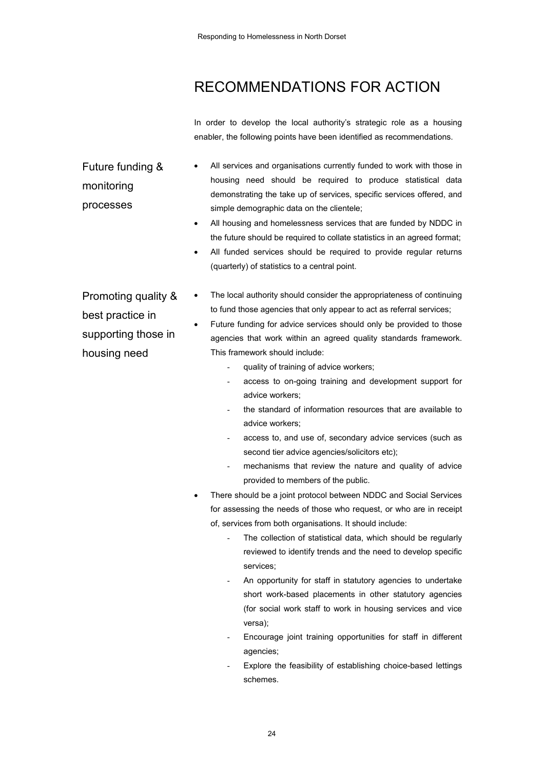# RECOMMENDATIONS FOR ACTION

In order to develop the local authority's strategic role as a housing enabler, the following points have been identified as recommendations.

### Future funding & monitoring processes

- All services and organisations currently funded to work with those in housing need should be required to produce statistical data demonstrating the take up of services, specific services offered, and simple demographic data on the clientele;
- All housing and homelessness services that are funded by NDDC in the future should be required to collate statistics in an agreed format;
- All funded services should be required to provide regular returns (quarterly) of statistics to a central point.

### Promoting quality & best practice in supporting those in housing need

- The local authority should consider the appropriateness of continuing to fund those agencies that only appear to act as referral services;
- Future funding for advice services should only be provided to those agencies that work within an agreed quality standards framework. This framework should include:
    - quality of training of advice workers;
    - access to on-going training and development support for advice workers;
    - the standard of information resources that are available to advice workers;
    - access to, and use of, secondary advice services (such as second tier advice agencies/solicitors etc);
    - mechanisms that review the nature and quality of advice provided to members of the public.
- There should be a joint protocol between NDDC and Social Services for assessing the needs of those who request, or who are in receipt of, services from both organisations. It should include:
    - The collection of statistical data, which should be regularly reviewed to identify trends and the need to develop specific services;
    - An opportunity for staff in statutory agencies to undertake short work-based placements in other statutory agencies (for social work staff to work in housing services and vice versa);
    - Encourage joint training opportunities for staff in different agencies;
    - Explore the feasibility of establishing choice-based lettings schemes.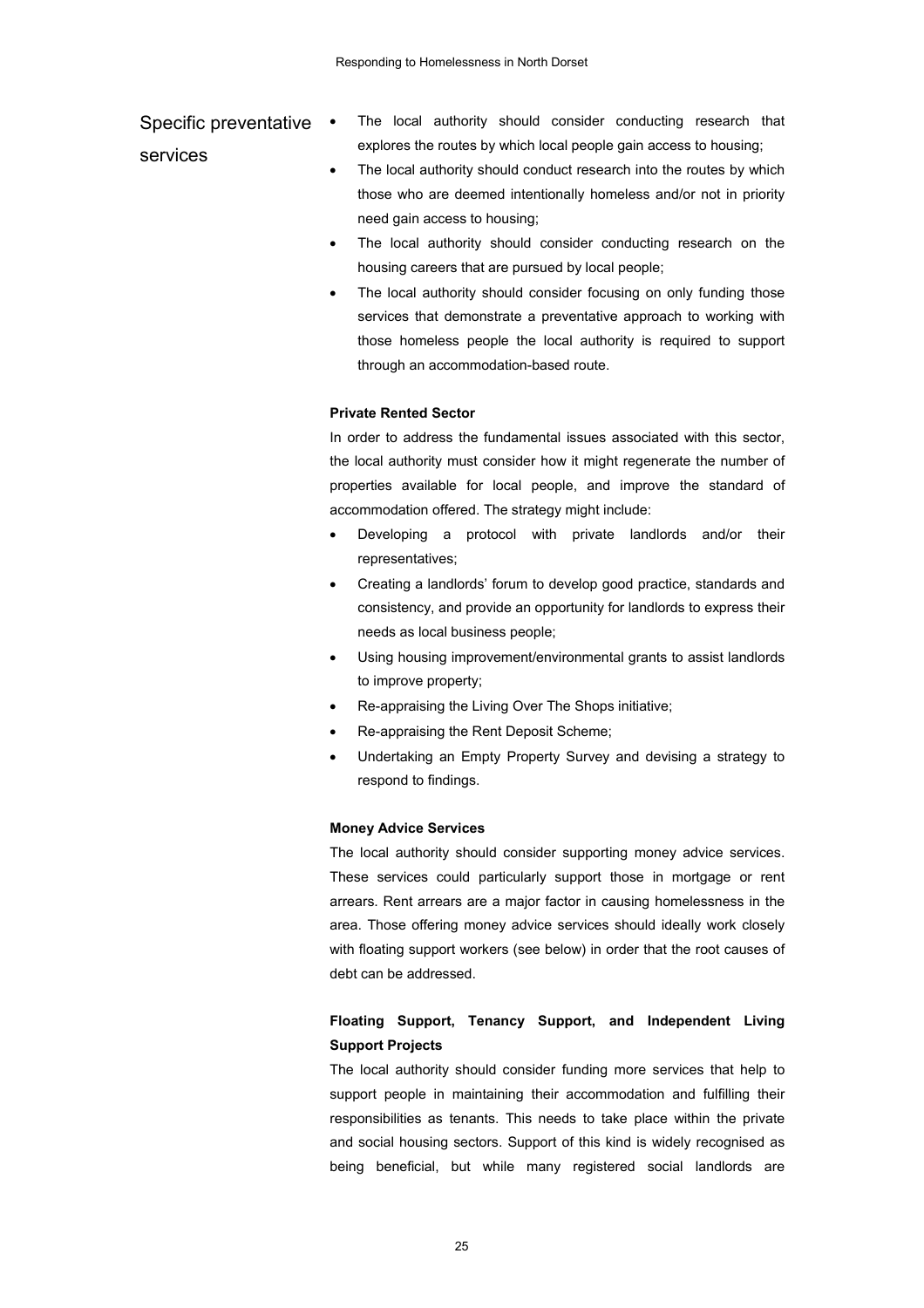## Specific preventative services

- The local authority should consider conducting research that explores the routes by which local people gain access to housing;
- The local authority should conduct research into the routes by which those who are deemed intentionally homeless and/or not in priority need gain access to housing;
- The local authority should consider conducting research on the housing careers that are pursued by local people;
- The local authority should consider focusing on only funding those services that demonstrate a preventative approach to working with those homeless people the local authority is required to support through an accommodation-based route.

**Private Rented Sector**

In order to address the fundamental issues associated with this sector, the local authority must consider how it might regenerate the number of properties available for local people, and improve the standard of accommodation offered. The strategy might include:

- Developing a protocol with private landlords and/or their representatives;
- Creating a landlords' forum to develop good practice, standards and consistency, and provide an opportunity for landlords to express their needs as local business people;
- Using housing improvement/environmental grants to assist landlords to improve property;
- Re-appraising the Living Over The Shops initiative;
- Re-appraising the Rent Deposit Scheme;
- Undertaking an Empty Property Survey and devising a strategy to respond to findings.

**Money Advice Services**

The local authority should consider supporting money advice services. These services could particularly support those in mortgage or rent arrears. Rent arrears are a major factor in causing homelessness in the area. Those offering money advice services should ideally work closely with floating support workers (see below) in order that the root causes of debt can be addressed.

**Floating Support, Tenancy Support, and Independent Living Support Projects**

The local authority should consider funding more services that help to support people in maintaining their accommodation and fulfilling their responsibilities as tenants. This needs to take place within the private and social housing sectors. Support of this kind is widely recognised as being beneficial, but while many registered social landlords are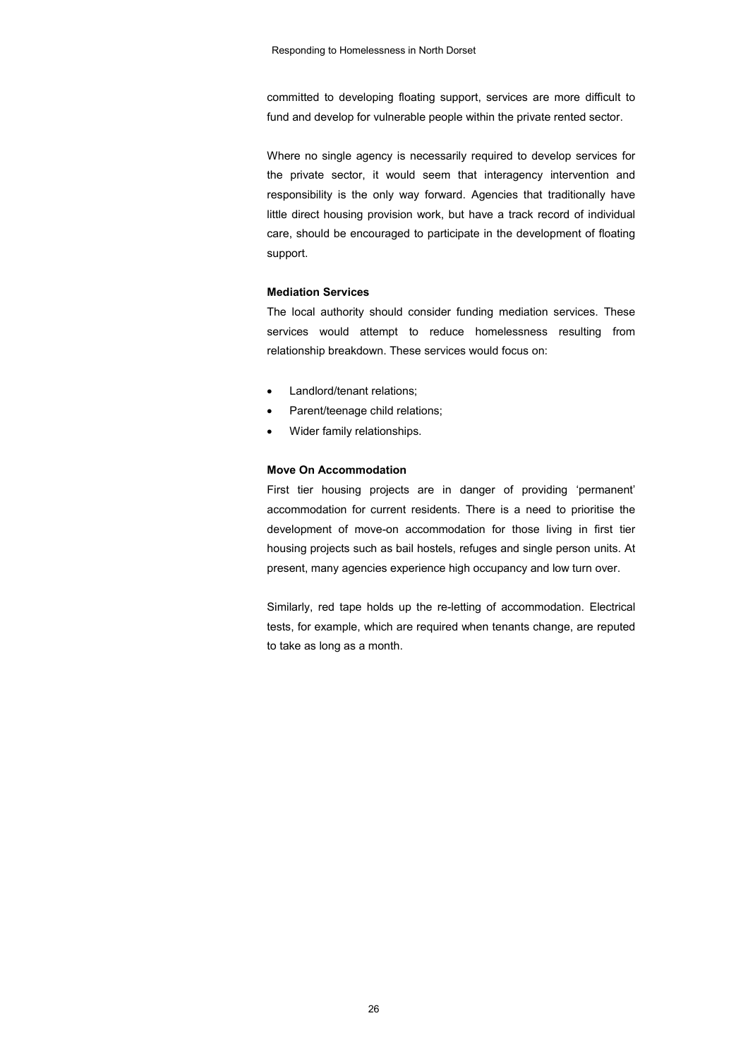committed to developing floating support, services are more difficult to fund and develop for vulnerable people within the private rented sector.

Where no single agency is necessarily required to develop services for the private sector, it would seem that interagency intervention and responsibility is the only way forward. Agencies that traditionally have little direct housing provision work, but have a track record of individual care, should be encouraged to participate in the development of floating support.

**Mediation Services**

The local authority should consider funding mediation services. These services would attempt to reduce homelessness resulting from relationship breakdown. These services would focus on:

- Landlord/tenant relations;
- Parent/teenage child relations;
- Wider family relationships.

**Move On Accommodation**

First tier housing projects are in danger of providing 'permanent' accommodation for current residents. There is a need to prioritise the development of move-on accommodation for those living in first tier housing projects such as bail hostels, refuges and single person units. At present, many agencies experience high occupancy and low turn over.

Similarly, red tape holds up the re-letting of accommodation. Electrical tests, for example, which are required when tenants change, are reputed to take as long as a month.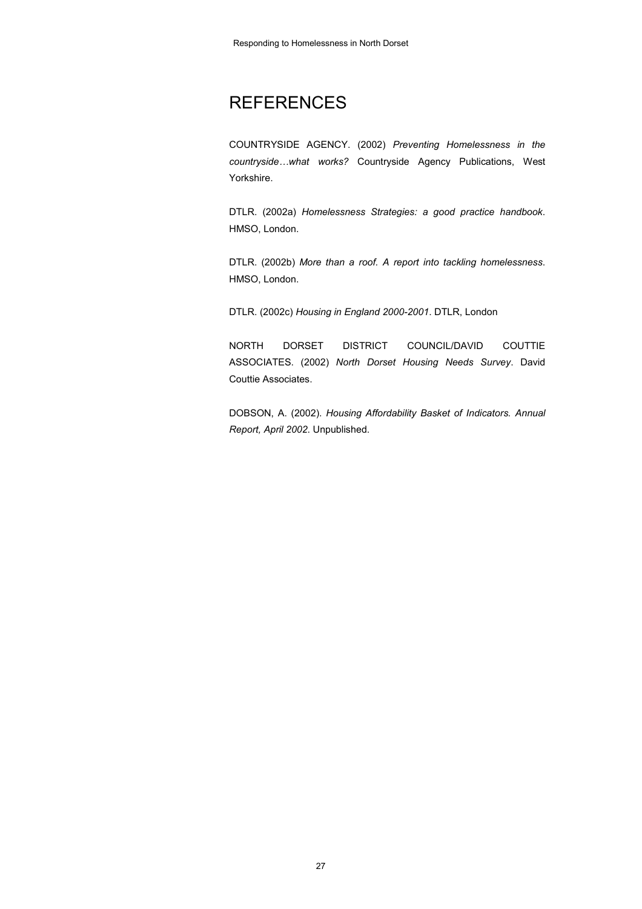# REFERENCES

COUNTRYSIDE AGENCY. (2002) *Preventing Homelessness in the countryside…what works?* Countryside Agency Publications, West Yorkshire.

DTLR. (2002a) *Homelessness Strategies: a good practice handbook*. HMSO, London.

DTLR. (2002b) *More than a roof. A report into tackling homelessness*. HMSO, London.

DTLR. (2002c) *Housing in England 2000-2001*. DTLR, London

NORTH DORSET DISTRICT COUNCIL/DAVID COUTTIE ASSOCIATES. (2002) *North Dorset Housing Needs Survey*. David Couttie Associates.

DOBSON, A. (2002). *Housing Affordability Basket of Indicators. Annual Report, April 2002*. Unpublished.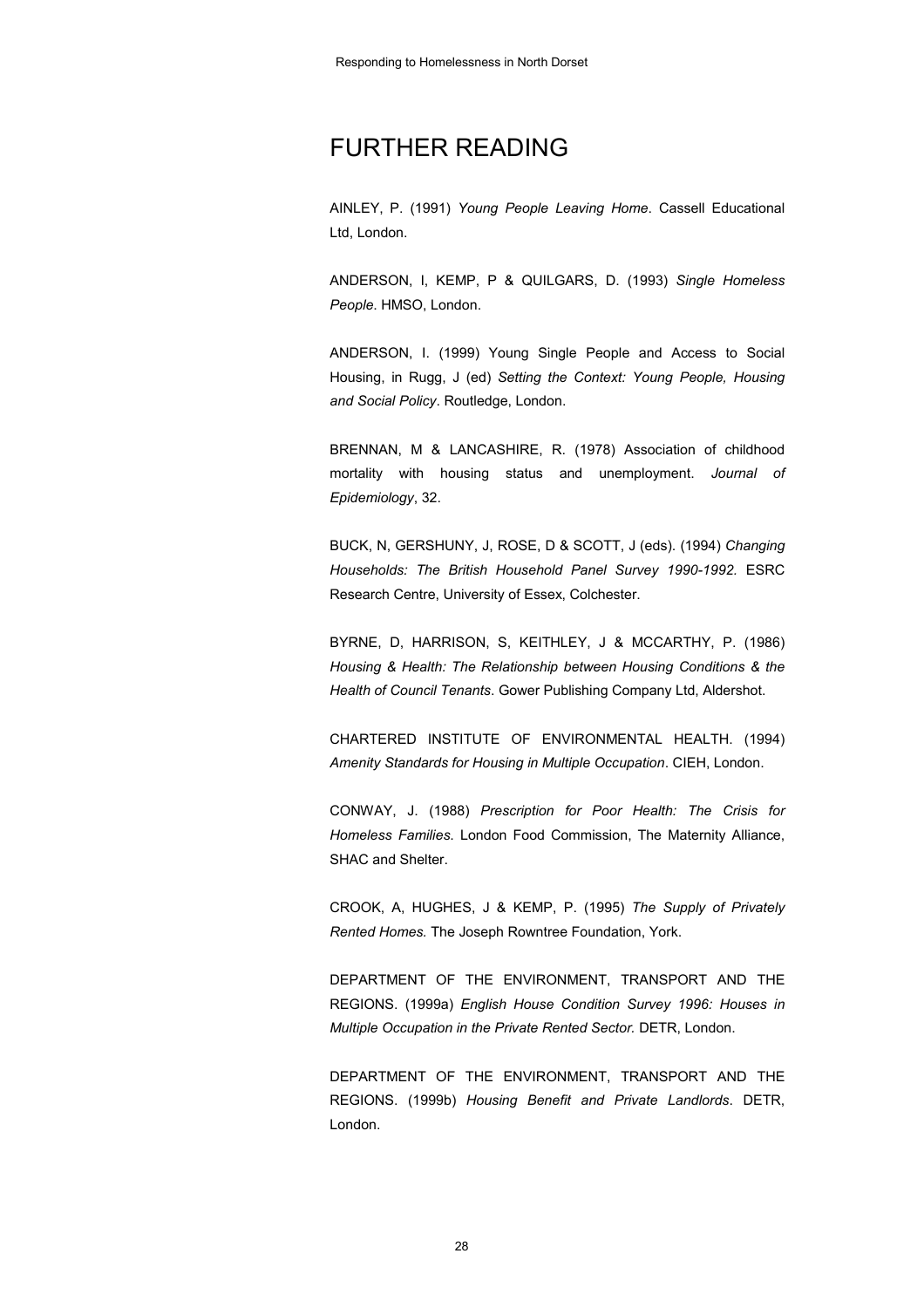# FURTHER READING

AINLEY, P. (1991) *Young People Leaving Home*. Cassell Educational Ltd, London.

ANDERSON, I, KEMP, P & QUILGARS, D. (1993) *Single Homeless People*. HMSO, London.

ANDERSON, I. (1999) Young Single People and Access to Social Housing, in Rugg, J (ed) *Setting the Context: Young People, Housing and Social Policy*. Routledge, London.

BRENNAN, M & LANCASHIRE, R. (1978) Association of childhood mortality with housing status and unemployment. *Journal of Epidemiology*, 32.

BUCK, N, GERSHUNY, J, ROSE, D & SCOTT, J (eds). (1994) *Changing Households: The British Household Panel Survey 1990-1992.* ESRC Research Centre, University of Essex, Colchester.

BYRNE, D, HARRISON, S, KEITHLEY, J & MCCARTHY, P. (1986) *Housing & Health: The Relationship between Housing Conditions & the Health of Council Tenants*. Gower Publishing Company Ltd, Aldershot.

CHARTERED INSTITUTE OF ENVIRONMENTAL HEALTH. (1994) *Amenity Standards for Housing in Multiple Occupation*. CIEH, London.

CONWAY, J. (1988) *Prescription for Poor Health: The Crisis for Homeless Families*. London Food Commission, The Maternity Alliance, SHAC and Shelter.

CROOK, A, HUGHES, J & KEMP, P. (1995) *The Supply of Privately Rented Homes.* The Joseph Rowntree Foundation, York.

DEPARTMENT OF THE ENVIRONMENT, TRANSPORT AND THE REGIONS. (1999a) *English House Condition Survey 1996: Houses in Multiple Occupation in the Private Rented Sector.* DETR, London.

DEPARTMENT OF THE ENVIRONMENT, TRANSPORT AND THE REGIONS. (1999b) *Housing Benefit and Private Landlords*. DETR, London.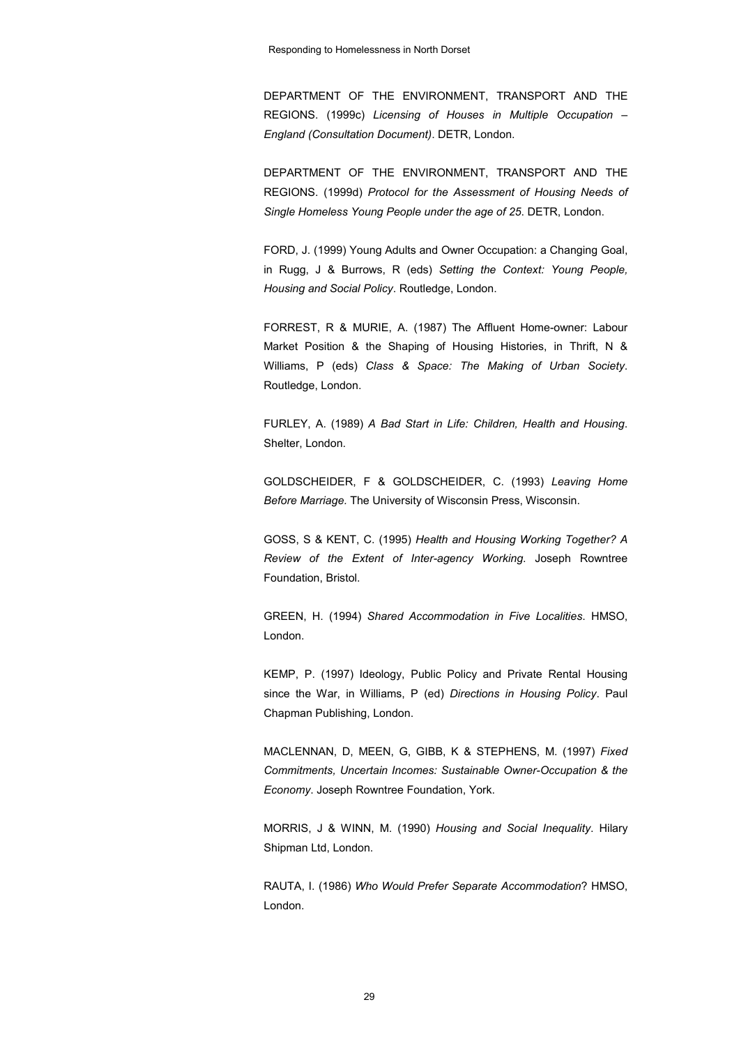DEPARTMENT OF THE ENVIRONMENT, TRANSPORT AND THE REGIONS. (1999c) *Licensing of Houses in Multiple Occupation – England (Consultation Document)*. DETR, London.

DEPARTMENT OF THE ENVIRONMENT, TRANSPORT AND THE REGIONS. (1999d) *Protocol for the Assessment of Housing Needs of Single Homeless Young People under the age of 25*. DETR, London.

FORD, J. (1999) Young Adults and Owner Occupation: a Changing Goal, in Rugg, J & Burrows, R (eds) *Setting the Context: Young People, Housing and Social Policy*. Routledge, London.

FORREST, R & MURIE, A. (1987) The Affluent Home-owner: Labour Market Position & the Shaping of Housing Histories, in Thrift, N & Williams, P (eds) *Class & Space: The Making of Urban Society*. Routledge, London.

FURLEY, A. (1989) *A Bad Start in Life: Children, Health and Housing*. Shelter, London.

GOLDSCHEIDER, F & GOLDSCHEIDER, C. (1993) *Leaving Home Before Marriage.* The University of Wisconsin Press, Wisconsin.

GOSS, S & KENT, C. (1995) *Health and Housing Working Together? A Review of the Extent of Inter-agency Working.* Joseph Rowntree Foundation, Bristol.

GREEN, H. (1994) *Shared Accommodation in Five Localities*. HMSO, London.

KEMP, P. (1997) Ideology, Public Policy and Private Rental Housing since the War, in Williams, P (ed) *Directions in Housing Policy*. Paul Chapman Publishing, London.

MACLENNAN, D, MEEN, G, GIBB, K & STEPHENS, M. (1997) *Fixed Commitments, Uncertain Incomes: Sustainable Owner-Occupation & the Economy*. Joseph Rowntree Foundation, York.

MORRIS, J & WINN, M. (1990) *Housing and Social Inequality*. Hilary Shipman Ltd, London.

RAUTA, I. (1986) *Who Would Prefer Separate Accommodation*? HMSO, London.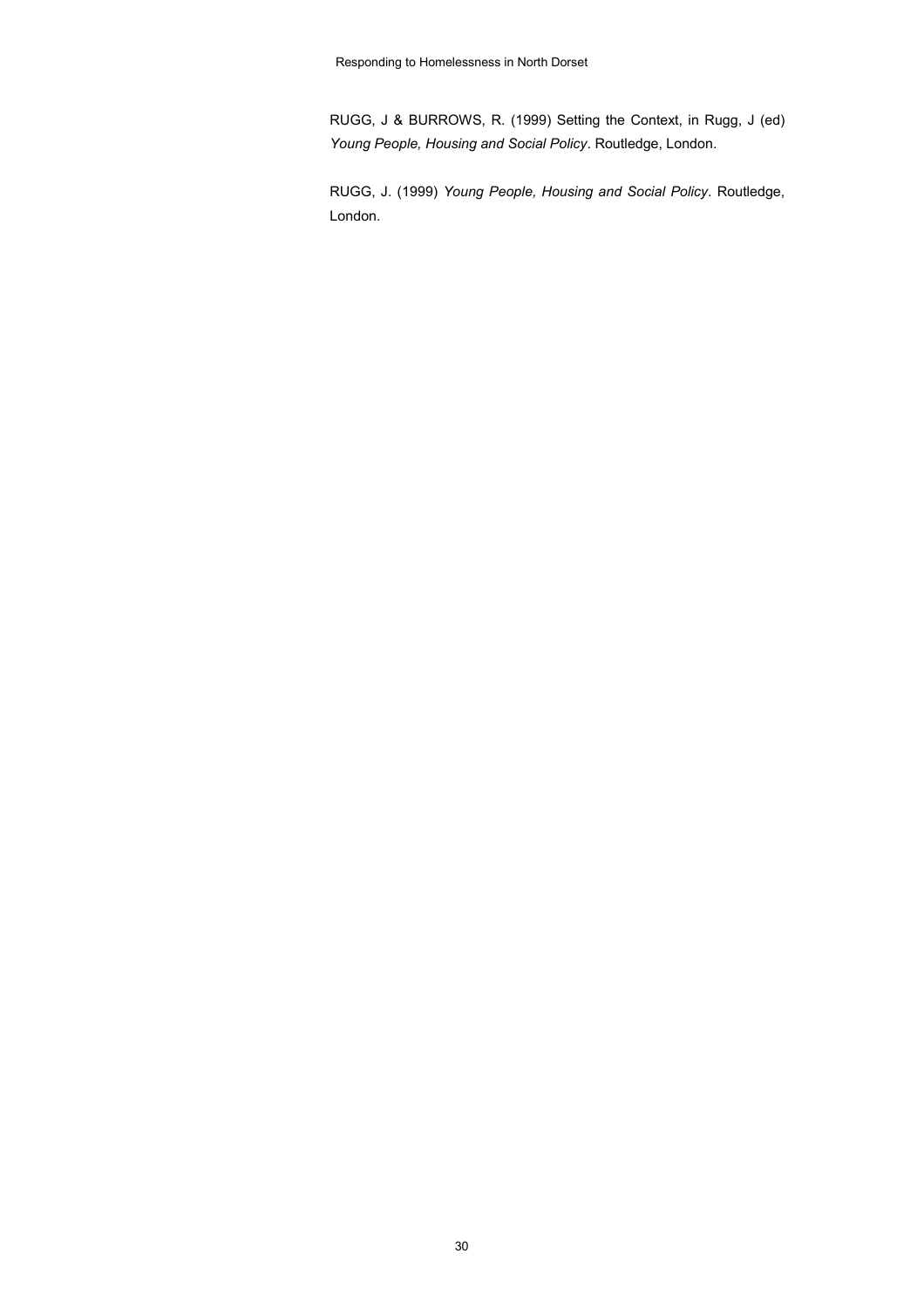RUGG, J & BURROWS, R. (1999) Setting the Context, in Rugg, J (ed) *Young People, Housing and Social Policy*. Routledge, London.

RUGG, J. (1999) *Young People, Housing and Social Policy*. Routledge, London.